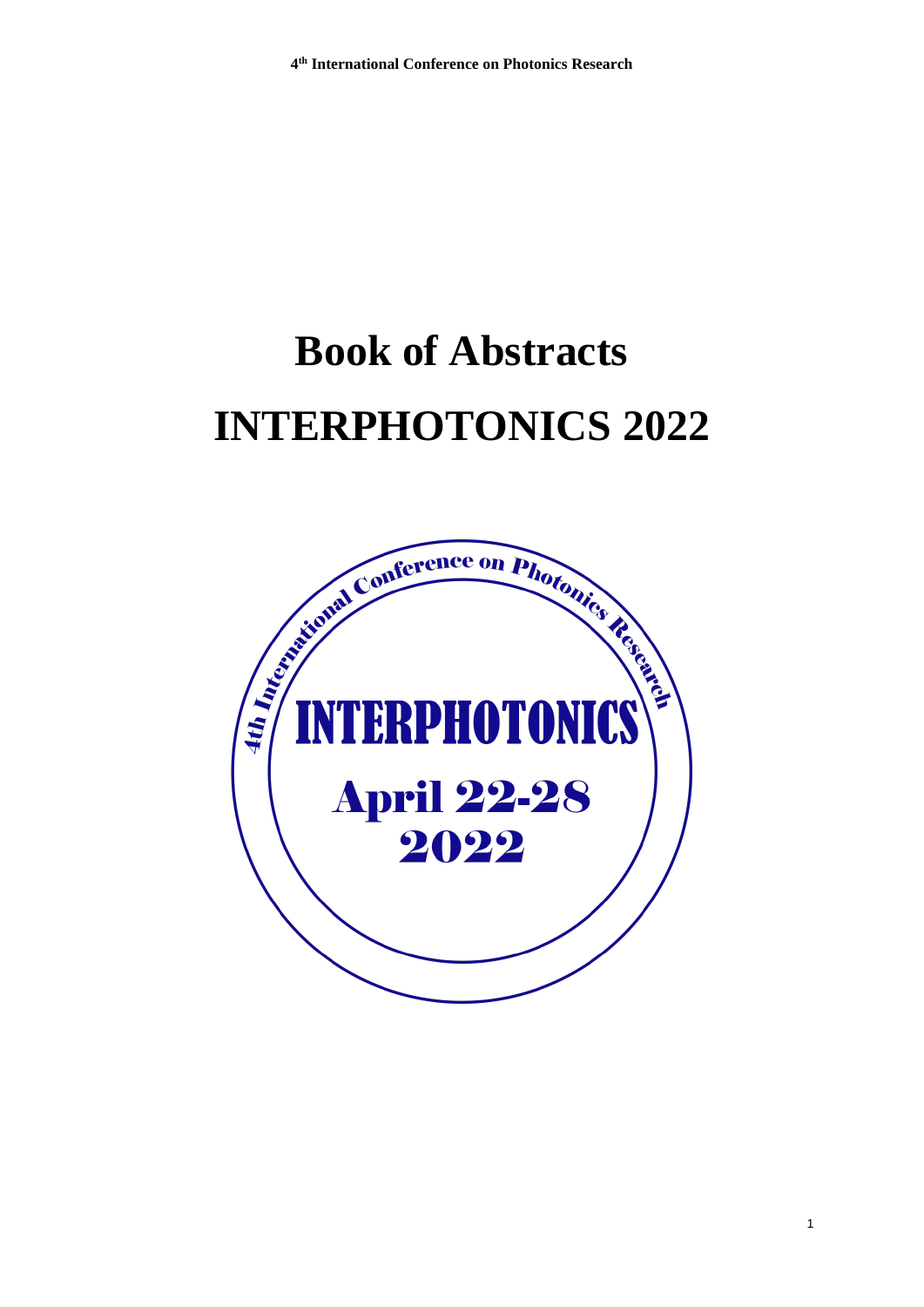# Book of Abstracts

# INTERPHOTONICS 2022

4th International Conference on Photonics Research

INTERPHOTONICS

April 22-28

2022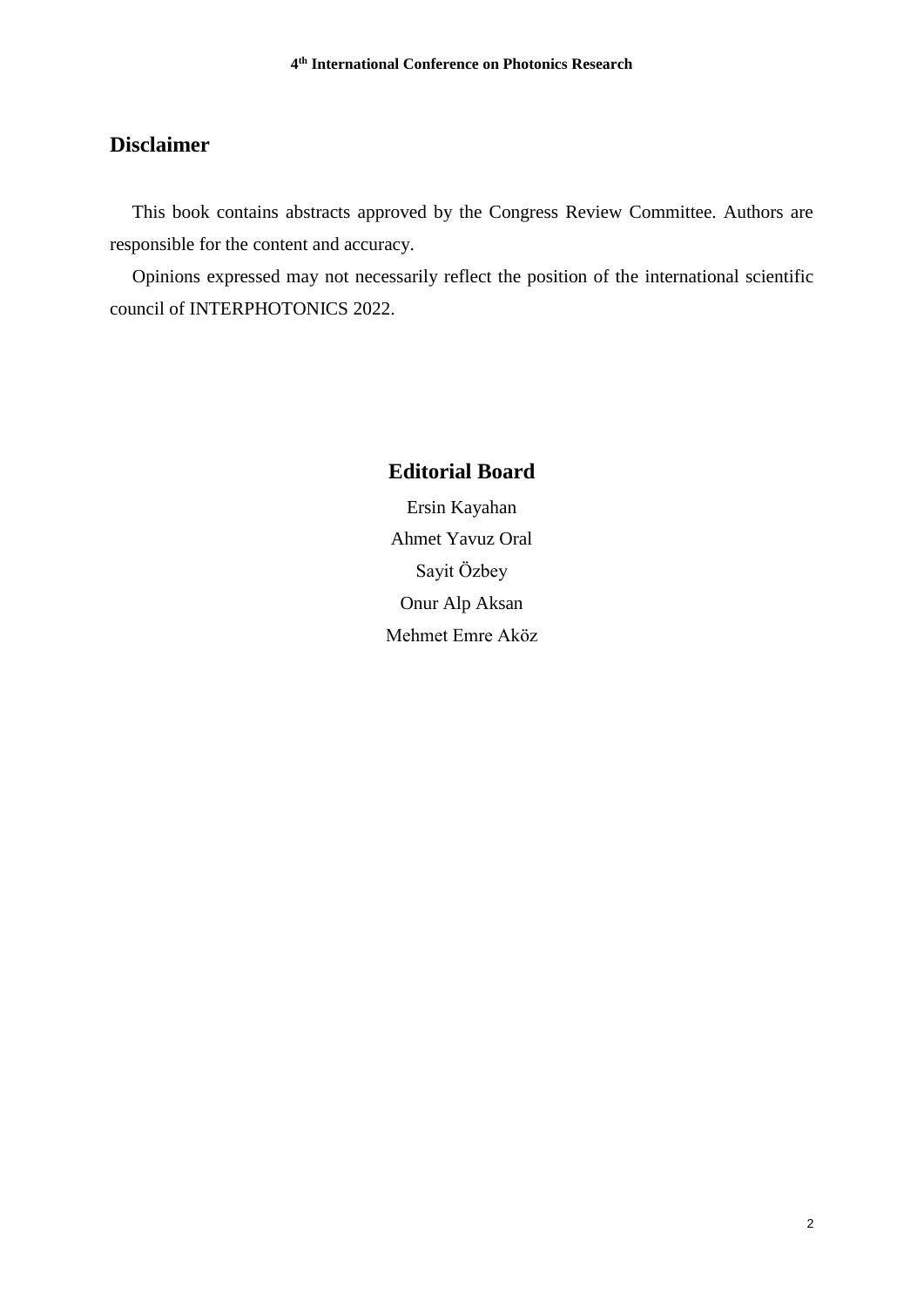## Disclaimer

This book contains abstracts approved by the Congress Review Committee. Authors are responsible for the content and accuracy.

Opinions expressed may not necessarily reflect the position of the international scientific council of INTERPHOTONICS 2022.

## Editorial Board

Ersin Kayahan

Ahmet Yavuz Oral

Sayit Özbey

Onur Alp Aksan

Mehmet Emre Aköz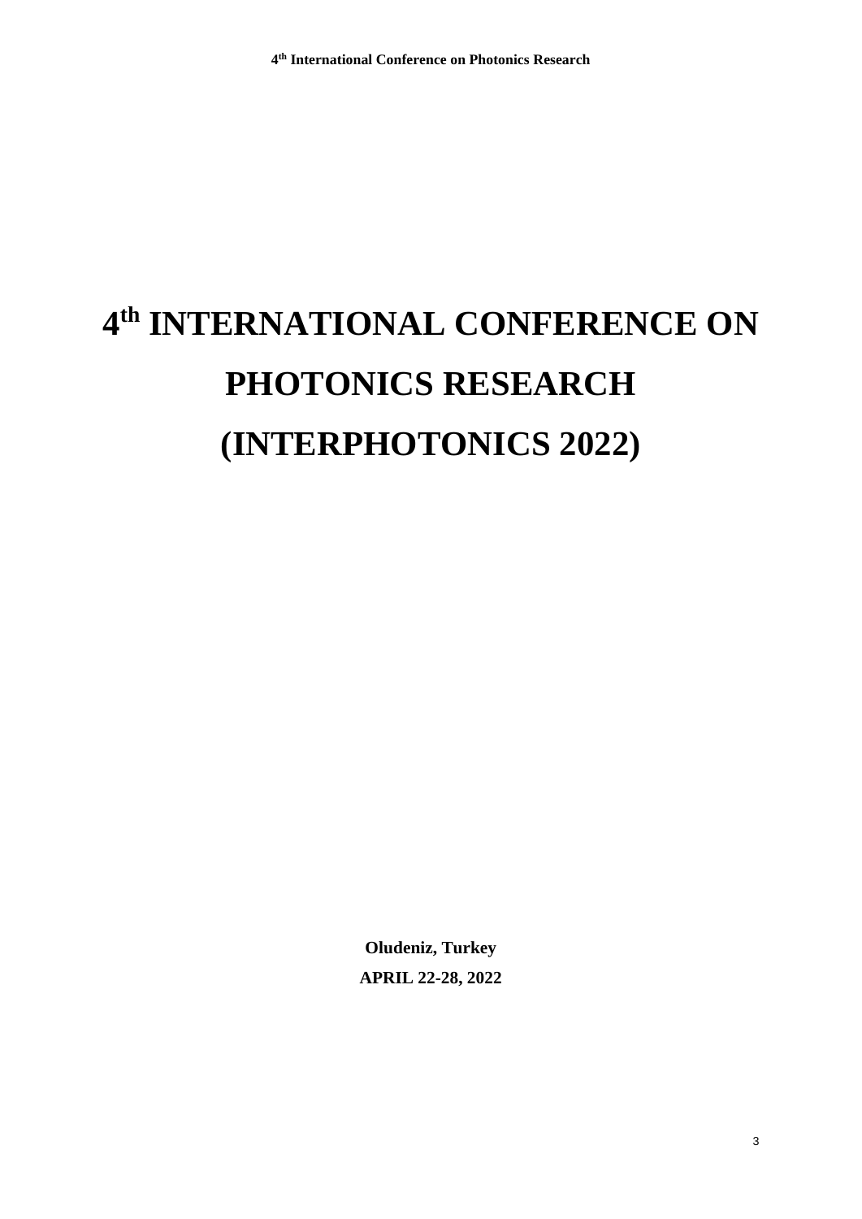# 4th INTERNATIONAL CONFERENCE ON PHOTONICS RESEARCH (INTERPHOTONICS 2022)

**Oludeniz, Turkey**

**APRIL 22-28, 2022**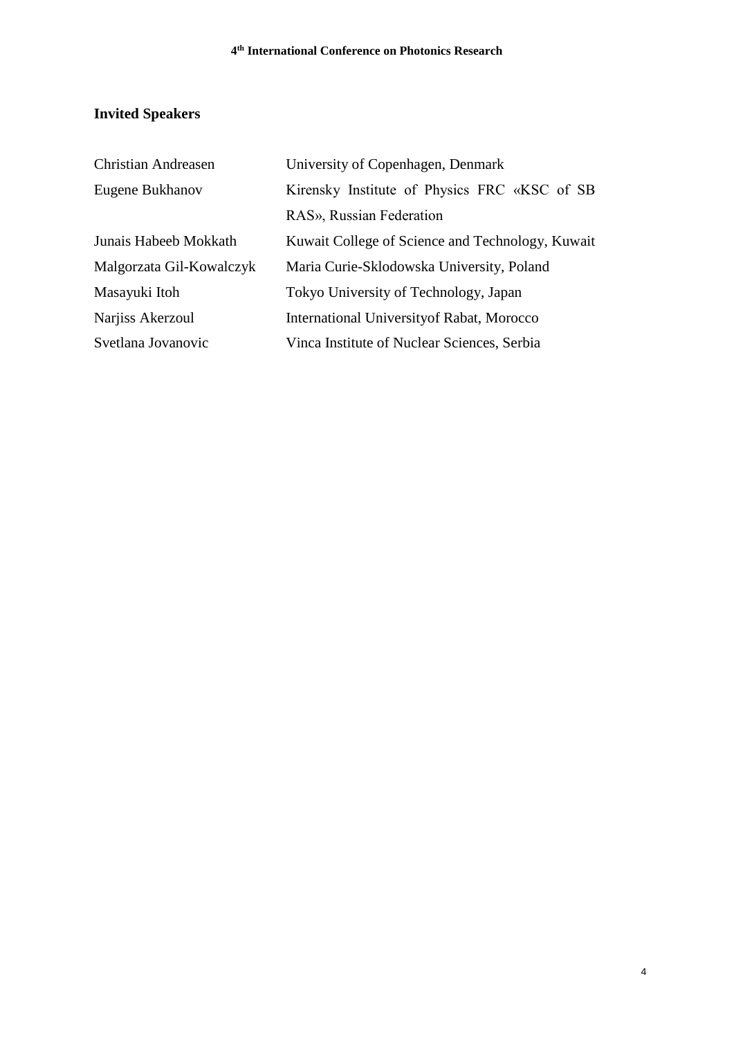## Invited Speakers

| | |
|---|---|
| Christian Andreasen | University of Copenhagen, Denmark |
| Eugene Bukhanov | Kirensky Institute of Physics FRC «KSC of SB RAS», Russian Federation |
| Junais Habeeb Mokkath | Kuwait College of Science and Technology, Kuwait |
| Malgorzata Gil-Kowalczyk | Maria Curie-Sklodowska University, Poland |
| Masayuki Itoh | Tokyo University of Technology, Japan |
| Narjiss Akerzoul | International Universityof Rabat, Morocco |
| Svetlana Jovanovic | Vinca Institute of Nuclear Sciences, Serbia |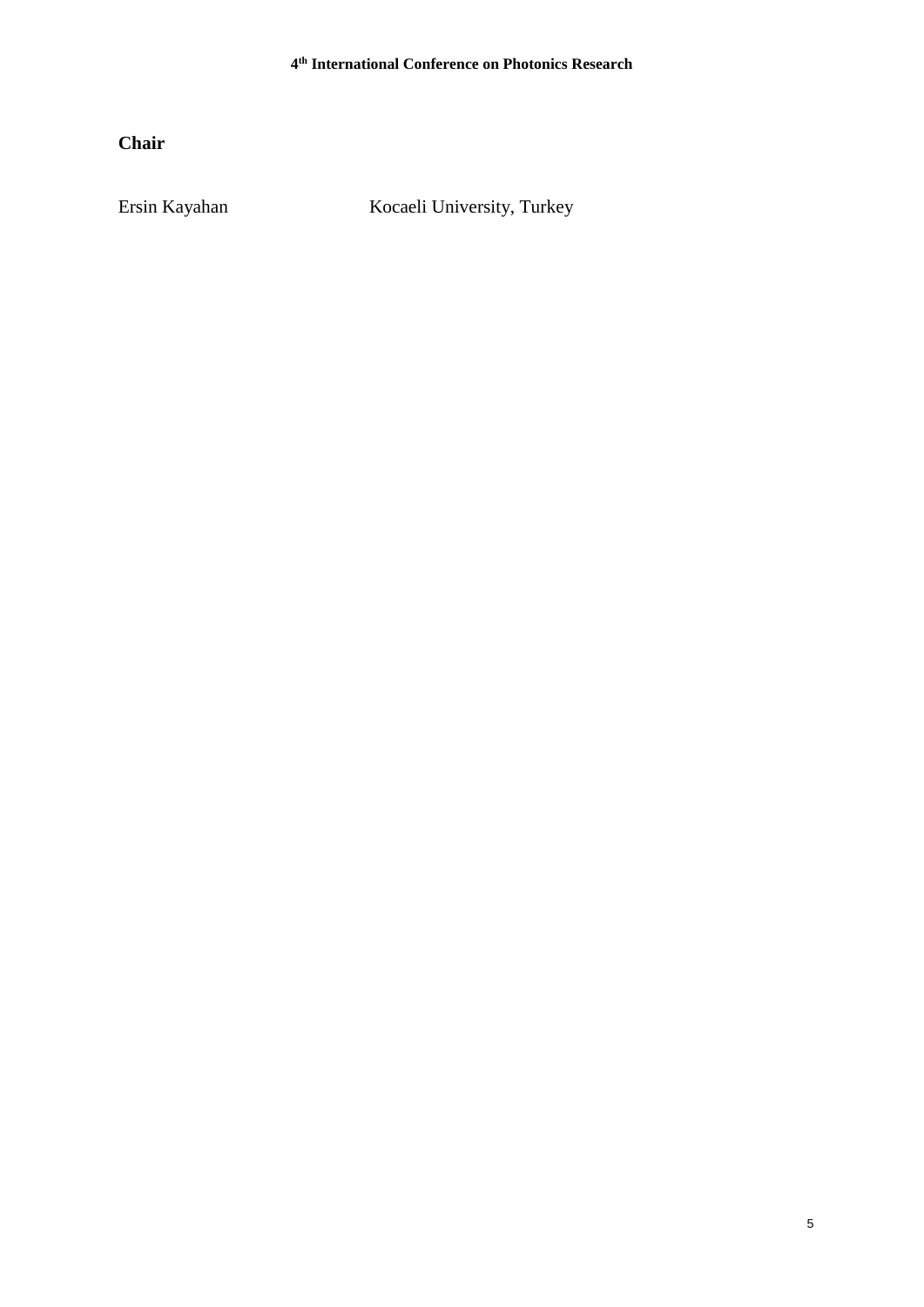**Chair**

| | |
|---|---|
| Ersin Kayahan | Kocaeli University, Turkey |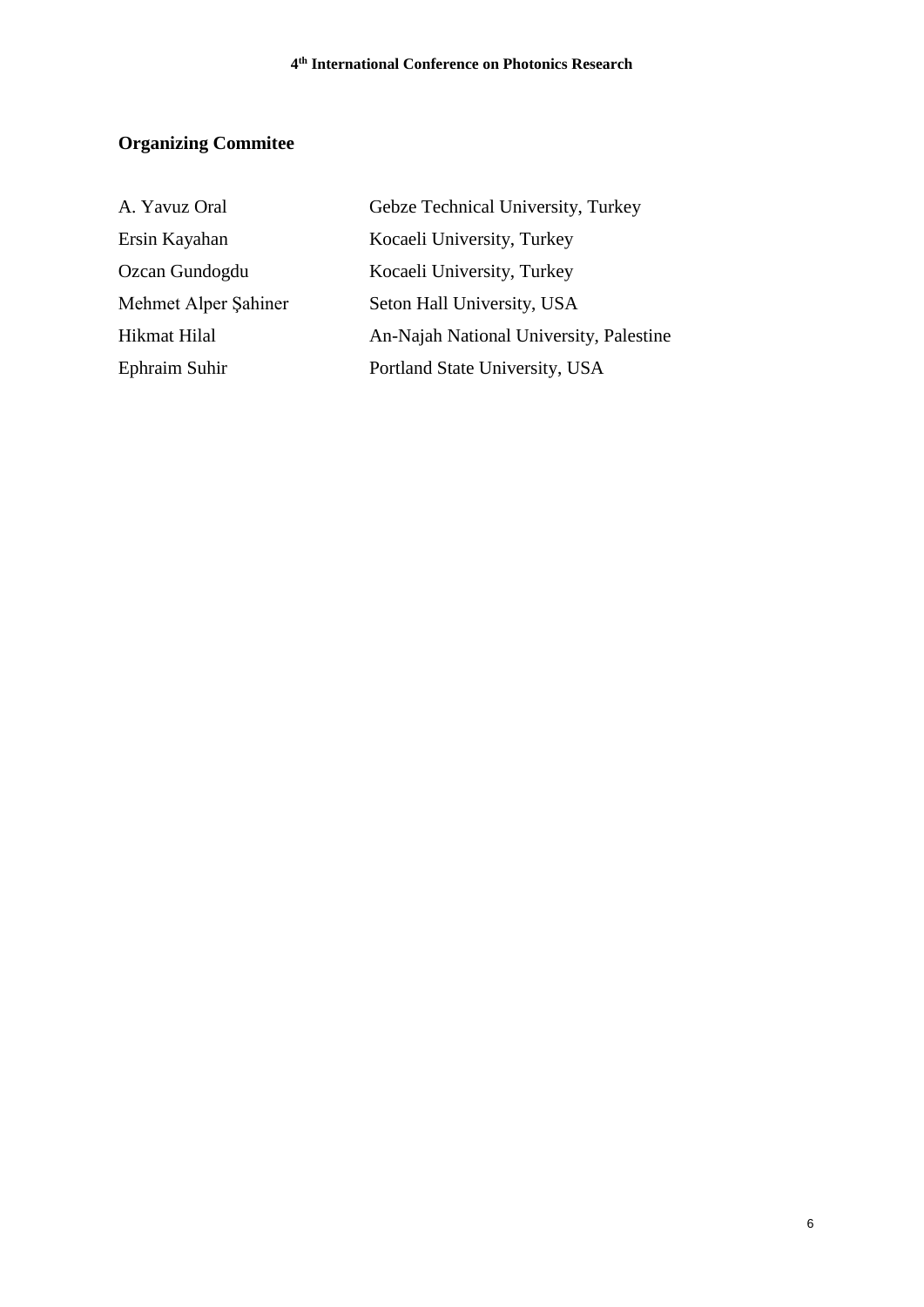## Organizing Commitee

| | |
|---|---|
| A. Yavuz Oral | Gebze Technical University, Turkey |
| Ersin Kayahan | Kocaeli University, Turkey |
| Ozcan Gundogdu | Kocaeli University, Turkey |
| Mehmet Alper Şahiner | Seton Hall University, USA |
| Hikmat Hilal | An-Najah National University, Palestine |
| Ephraim Suhir | Portland State University, USA |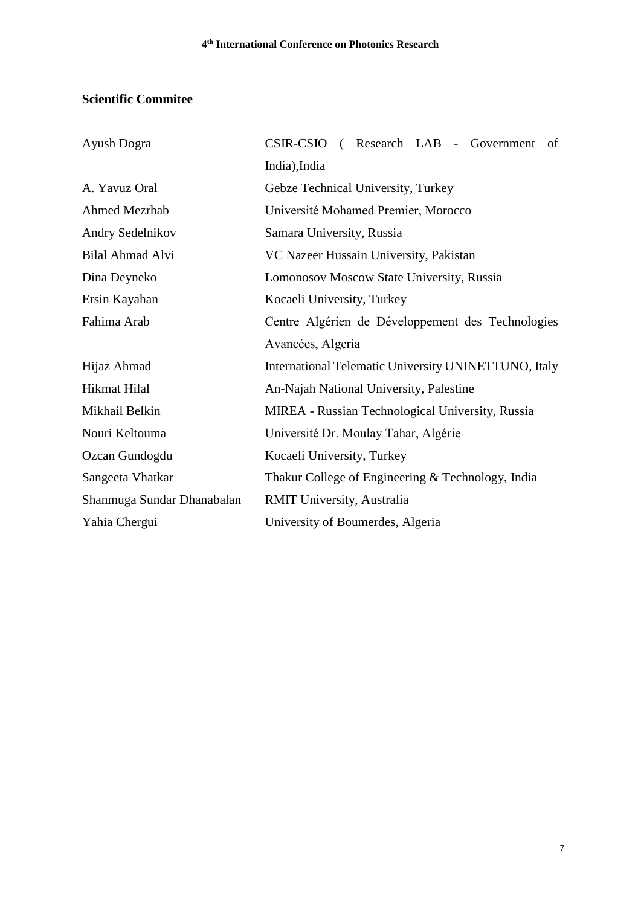## Scientific Commitee

| | |
|---|---|
| Ayush Dogra | CSIR-CSIO ( Research LAB - Government of India),India |
| A. Yavuz Oral | Gebze Technical University, Turkey |
| Ahmed Mezrhab | Université Mohamed Premier, Morocco |
| Andry Sedelnikov | Samara University, Russia |
| Bilal Ahmad Alvi | VC Nazeer Hussain University, Pakistan |
| Dina Deyneko | Lomonosov Moscow State University, Russia |
| Ersin Kayahan | Kocaeli University, Turkey |
| Fahima Arab | Centre Algérien de Développement des Technologies Avancées, Algeria |
| Hijaz Ahmad | International Telematic University UNINETTUNO, Italy |
| Hikmat Hilal | An-Najah National University, Palestine |
| Mikhail Belkin | MIREA - Russian Technological University, Russia |
| Nouri Keltouma | Université Dr. Moulay Tahar, Algérie |
| Ozcan Gundogdu | Kocaeli University, Turkey |
| Sangeeta Vhatkar | Thakur College of Engineering & Technology, India |
| Shanmuga Sundar Dhanabalan | RMIT University, Australia |
| Yahia Chergui | University of Boumerdes, Algeria |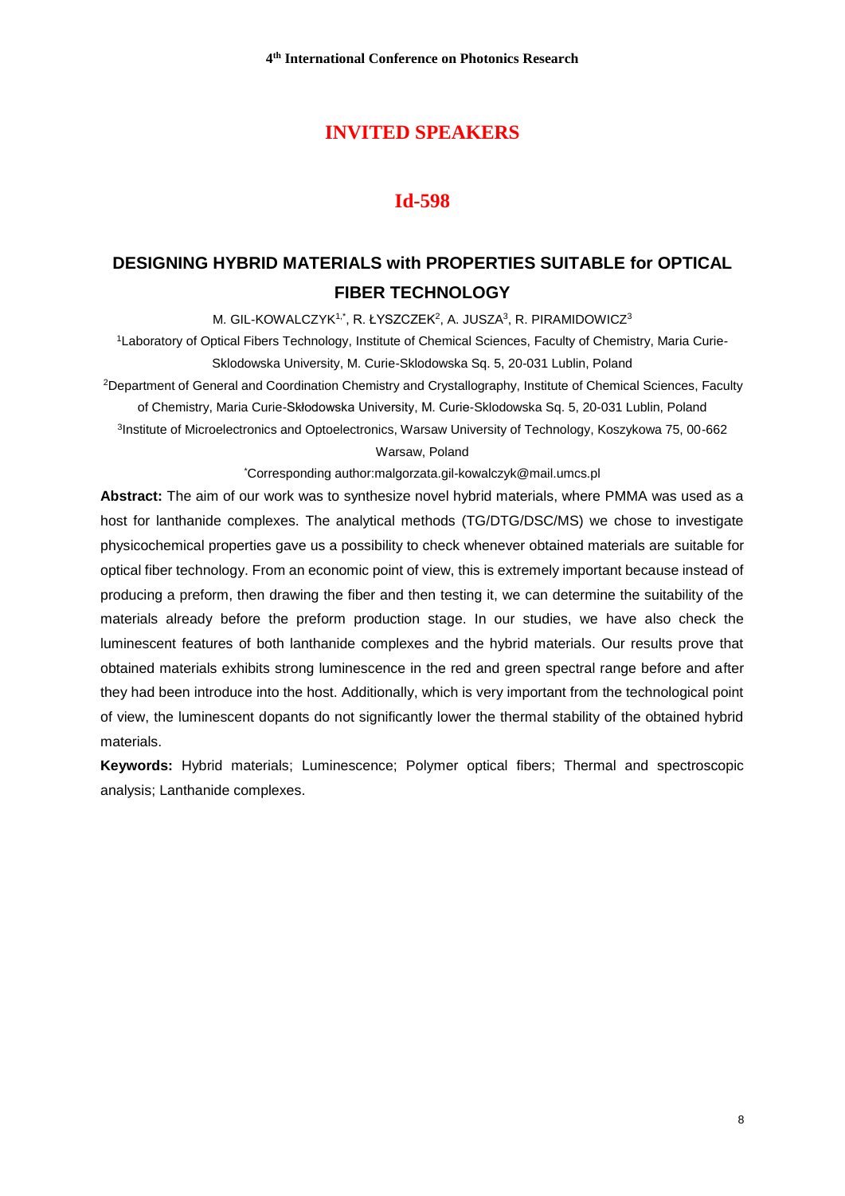## INVITED SPEAKERS

### Id-598

# DESIGNING HYBRID MATERIALS with PROPERTIES SUITABLE for OPTICAL FIBER TECHNOLOGY

M. GIL-KOWALCZYK[1,*], R. ŁYSZCZEK[2], A. JUSZA[3], R. PIRAMIDOWICZ[3]

[1]Laboratory of Optical Fibers Technology, Institute of Chemical Sciences, Faculty of Chemistry, Maria Curie-Sklodowska University, M. Curie-Sklodowska Sq. 5, 20-031 Lublin, Poland

[2]Department of General and Coordination Chemistry and Crystallography, Institute of Chemical Sciences, Faculty of Chemistry, Maria Curie-Skłodowska University, M. Curie-Sklodowska Sq. 5, 20-031 Lublin, Poland

[3]Institute of Microelectronics and Optoelectronics, Warsaw University of Technology, Koszykowa 75, 00-662 Warsaw, Poland

[*]Corresponding author:malgorzata.gil-kowalczyk@mail.umcs.pl

**Abstract:** The aim of our work was to synthesize novel hybrid materials, where PMMA was used as a host for lanthanide complexes. The analytical methods (TG/DTG/DSC/MS) we chose to investigate physicochemical properties gave us a possibility to check whenever obtained materials are suitable for optical fiber technology. From an economic point of view, this is extremely important because instead of producing a preform, then drawing the fiber and then testing it, we can determine the suitability of the materials already before the preform production stage. In our studies, we have also check the luminescent features of both lanthanide complexes and the hybrid materials. Our results prove that obtained materials exhibits strong luminescence in the red and green spectral range before and after they had been introduce into the host. Additionally, which is very important from the technological point of view, the luminescent dopants do not significantly lower the thermal stability of the obtained hybrid materials.

**Keywords:** Hybrid materials; Luminescence; Polymer optical fibers; Thermal and spectroscopic analysis; Lanthanide complexes.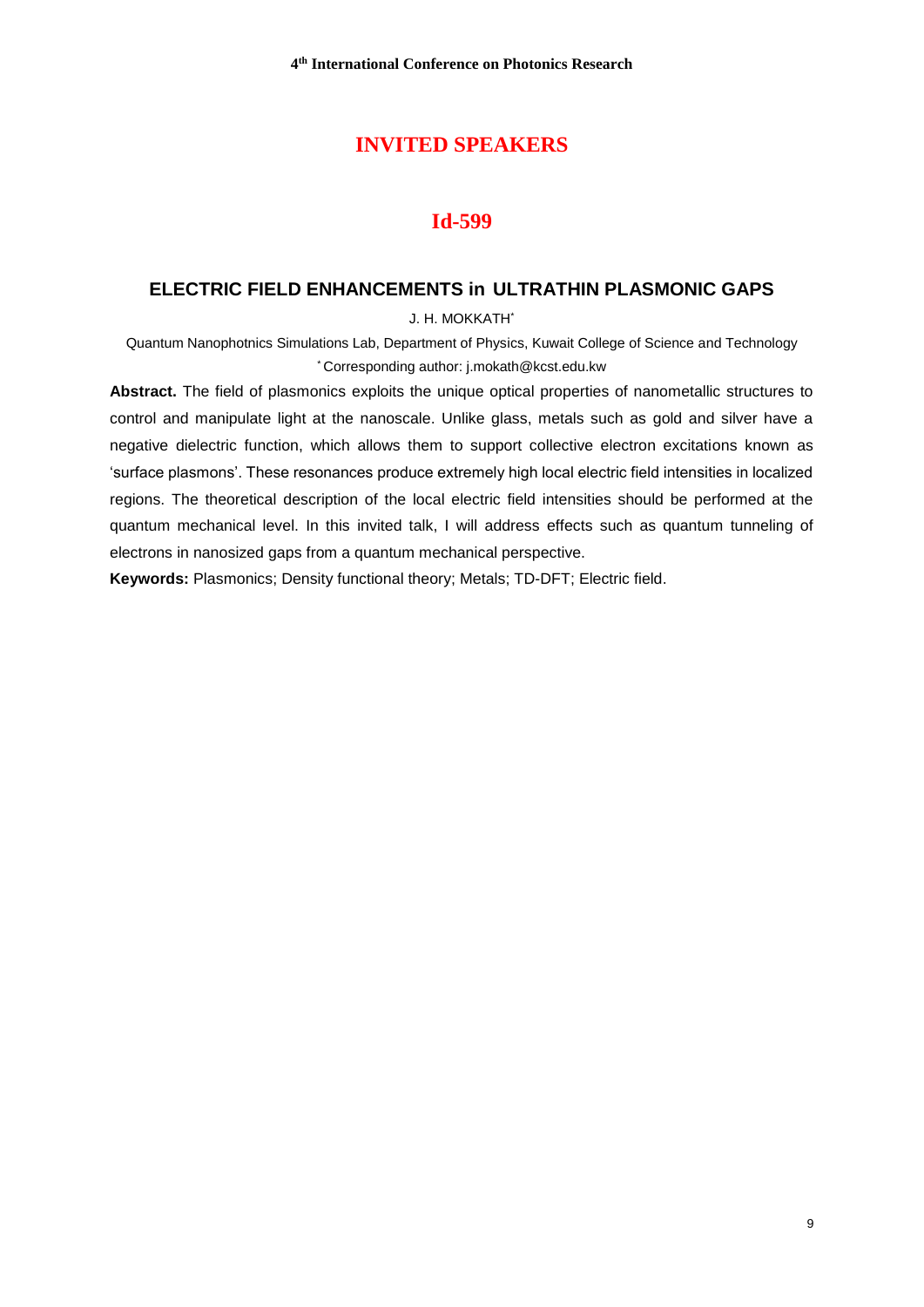## INVITED SPEAKERS

## Id-599

### ELECTRIC FIELD ENHANCEMENTS in ULTRATHIN PLASMONIC GAPS

J. H. MOKKATH*

Quantum Nanophotnics Simulations Lab, Department of Physics, Kuwait College of Science and Technology

* Corresponding author: j.mokath@kcst.edu.kw

**Abstract.** The field of plasmonics exploits the unique optical properties of nanometallic structures to control and manipulate light at the nanoscale. Unlike glass, metals such as gold and silver have a negative dielectric function, which allows them to support collective electron excitations known as 'surface plasmons'. These resonances produce extremely high local electric field intensities in localized regions. The theoretical description of the local electric field intensities should be performed at the quantum mechanical level. In this invited talk, I will address effects such as quantum tunneling of electrons in nanosized gaps from a quantum mechanical perspective.

**Keywords:** Plasmonics; Density functional theory; Metals; TD-DFT; Electric field.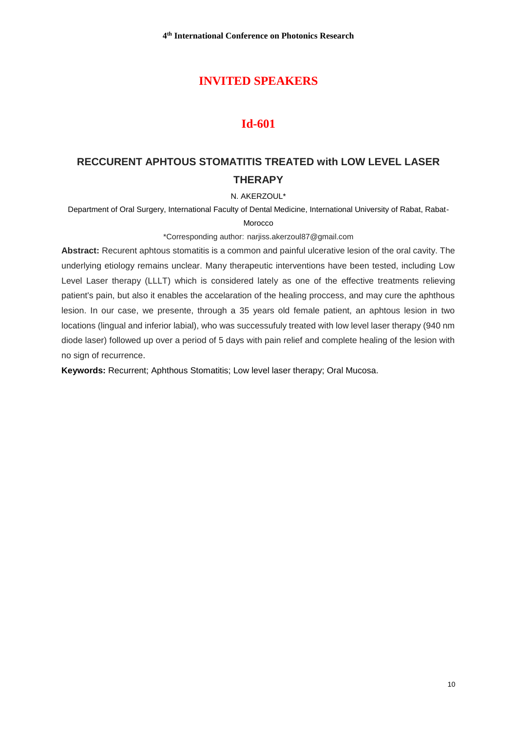# INVITED SPEAKERS

## Id-601

### RECCURENT APHTOUS STOMATITIS TREATED with LOW LEVEL LASER THERAPY

N. AKERZOUL*

Department of Oral Surgery, International Faculty of Dental Medicine, International University of Rabat, Rabat-Morocco

*Corresponding author: narjiss.akerzoul87@gmail.com

**Abstract:** Recurent aphtous stomatitis is a common and painful ulcerative lesion of the oral cavity. The underlying etiology remains unclear. Many therapeutic interventions have been tested, including Low Level Laser therapy (LLLT) which is considered lately as one of the effective treatments relieving patient's pain, but also it enables the accelaration of the healing proccess, and may cure the aphthous lesion. In our case, we presente, through a 35 years old female patient, an aphtous lesion in two locations (lingual and inferior labial), who was successufuly treated with low level laser therapy (940 nm diode laser) followed up over a period of 5 days with pain relief and complete healing of the lesion with no sign of recurrence.

**Keywords:** Recurrent; Aphthous Stomatitis; Low level laser therapy; Oral Mucosa.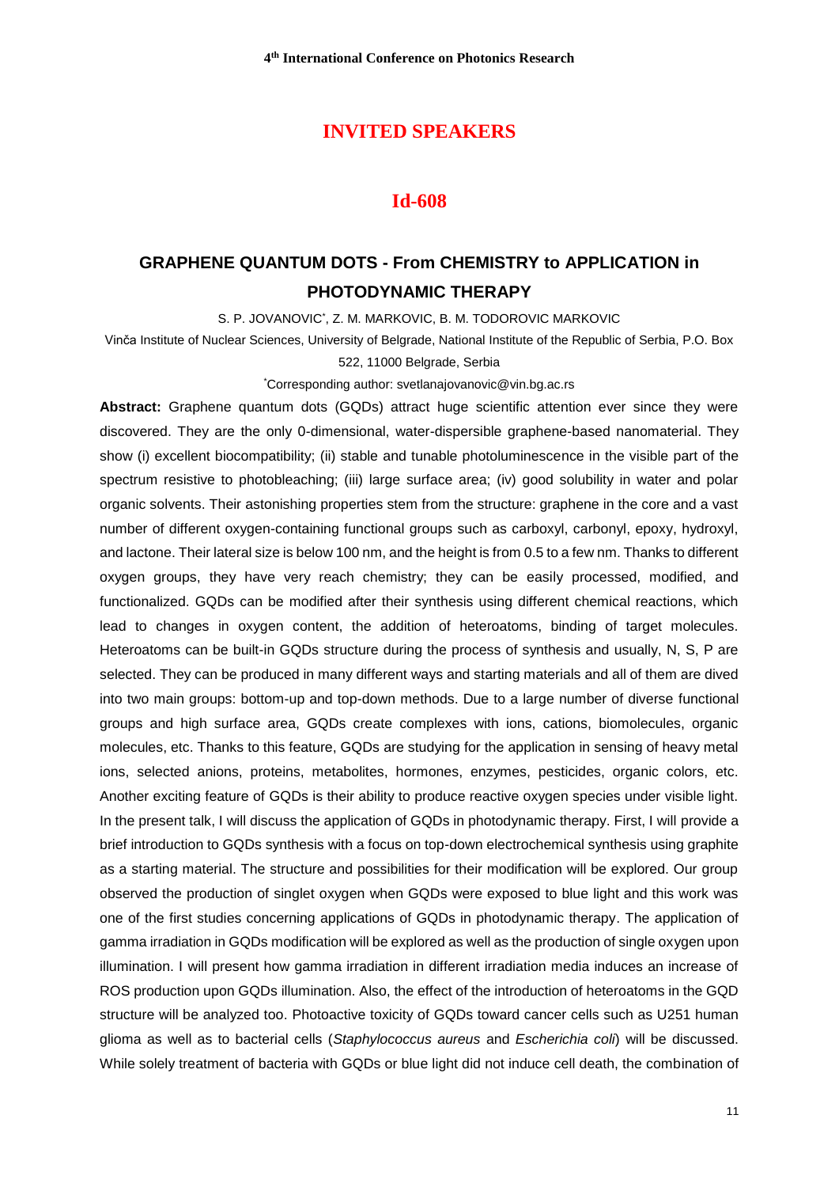## INVITED SPEAKERS

## Id-608

### GRAPHENE QUANTUM DOTS - From CHEMISTRY to APPLICATION in PHOTODYNAMIC THERAPY

S. P. JOVANOVIC*, Z. M. MARKOVIC, B. M. TODOROVIC MARKOVIC

Vinča Institute of Nuclear Sciences, University of Belgrade, National Institute of the Republic of Serbia, P.O. Box 522, 11000 Belgrade, Serbia

*Corresponding author: svetlanajovanovic@vin.bg.ac.rs

**Abstract:** Graphene quantum dots (GQDs) attract huge scientific attention ever since they were discovered. They are the only 0-dimensional, water-dispersible graphene-based nanomaterial. They show (i) excellent biocompatibility; (ii) stable and tunable photoluminescence in the visible part of the spectrum resistive to photobleaching; (iii) large surface area; (iv) good solubility in water and polar organic solvents. Their astonishing properties stem from the structure: graphene in the core and a vast number of different oxygen-containing functional groups such as carboxyl, carbonyl, epoxy, hydroxyl, and lactone. Their lateral size is below 100 nm, and the height is from 0.5 to a few nm. Thanks to different oxygen groups, they have very reach chemistry; they can be easily processed, modified, and functionalized. GQDs can be modified after their synthesis using different chemical reactions, which lead to changes in oxygen content, the addition of heteroatoms, binding of target molecules. Heteroatoms can be built-in GQDs structure during the process of synthesis and usually, N, S, P are selected. They can be produced in many different ways and starting materials and all of them are dived into two main groups: bottom-up and top-down methods. Due to a large number of diverse functional groups and high surface area, GQDs create complexes with ions, cations, biomolecules, organic molecules, etc. Thanks to this feature, GQDs are studying for the application in sensing of heavy metal ions, selected anions, proteins, metabolites, hormones, enzymes, pesticides, organic colors, etc. Another exciting feature of GQDs is their ability to produce reactive oxygen species under visible light. In the present talk, I will discuss the application of GQDs in photodynamic therapy. First, I will provide a brief introduction to GQDs synthesis with a focus on top-down electrochemical synthesis using graphite as a starting material. The structure and possibilities for their modification will be explored. Our group observed the production of singlet oxygen when GQDs were exposed to blue light and this work was one of the first studies concerning applications of GQDs in photodynamic therapy. The application of gamma irradiation in GQDs modification will be explored as well as the production of single oxygen upon illumination. I will present how gamma irradiation in different irradiation media induces an increase of ROS production upon GQDs illumination. Also, the effect of the introduction of heteroatoms in the GQD structure will be analyzed too. Photoactive toxicity of GQDs toward cancer cells such as U251 human glioma as well as to bacterial cells (*Staphylococcus aureus* and *Escherichia coli*) will be discussed. While solely treatment of bacteria with GQDs or blue light did not induce cell death, the combination of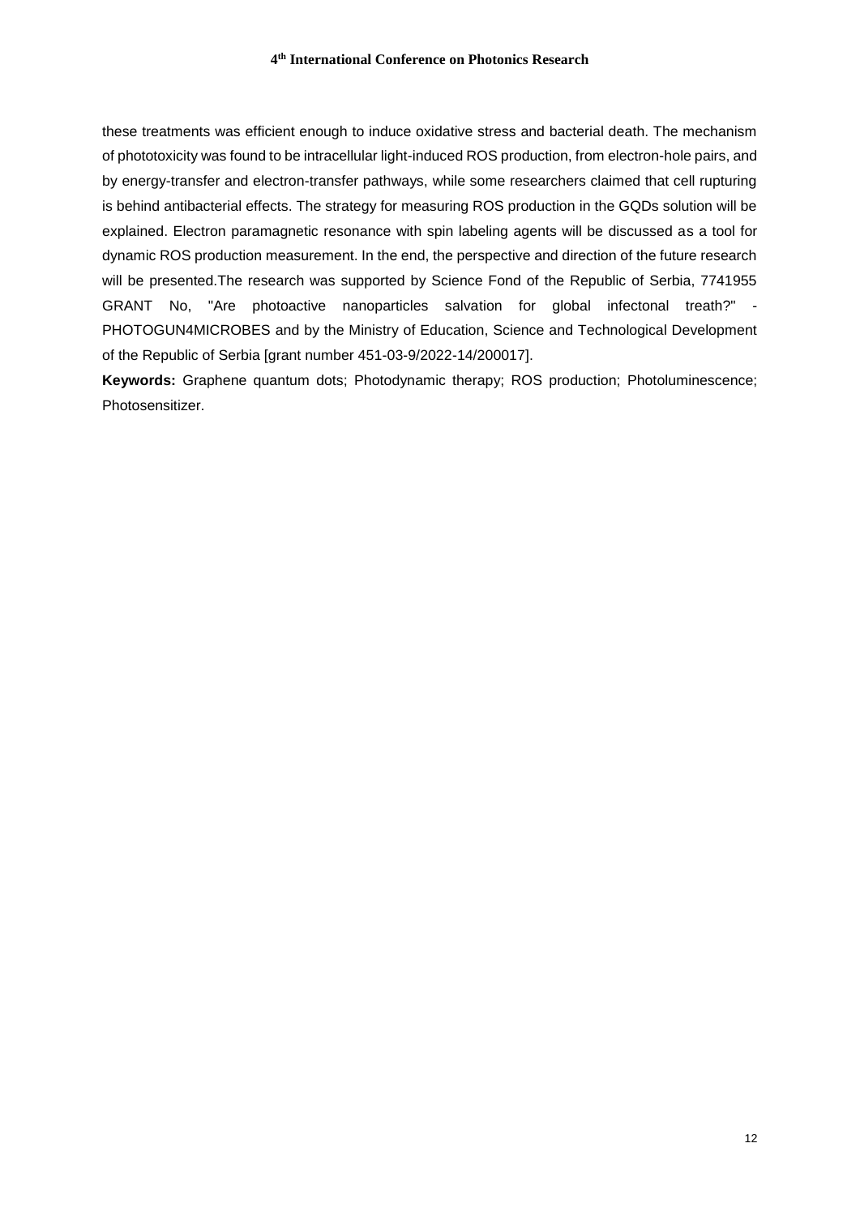these treatments was efficient enough to induce oxidative stress and bacterial death. The mechanism of phototoxicity was found to be intracellular light-induced ROS production, from electron-hole pairs, and by energy-transfer and electron-transfer pathways, while some researchers claimed that cell rupturing is behind antibacterial effects. The strategy for measuring ROS production in the GQDs solution will be explained. Electron paramagnetic resonance with spin labeling agents will be discussed as a tool for dynamic ROS production measurement. In the end, the perspective and direction of the future research will be presented.The research was supported by Science Fond of the Republic of Serbia, 7741955 GRANT No, "Are photoactive nanoparticles salvation for global infectonal treath?" - PHOTOGUN4MICROBES and by the Ministry of Education, Science and Technological Development of the Republic of Serbia [grant number 451-03-9/2022-14/200017].

**Keywords:** Graphene quantum dots; Photodynamic therapy; ROS production; Photoluminescence; Photosensitizer.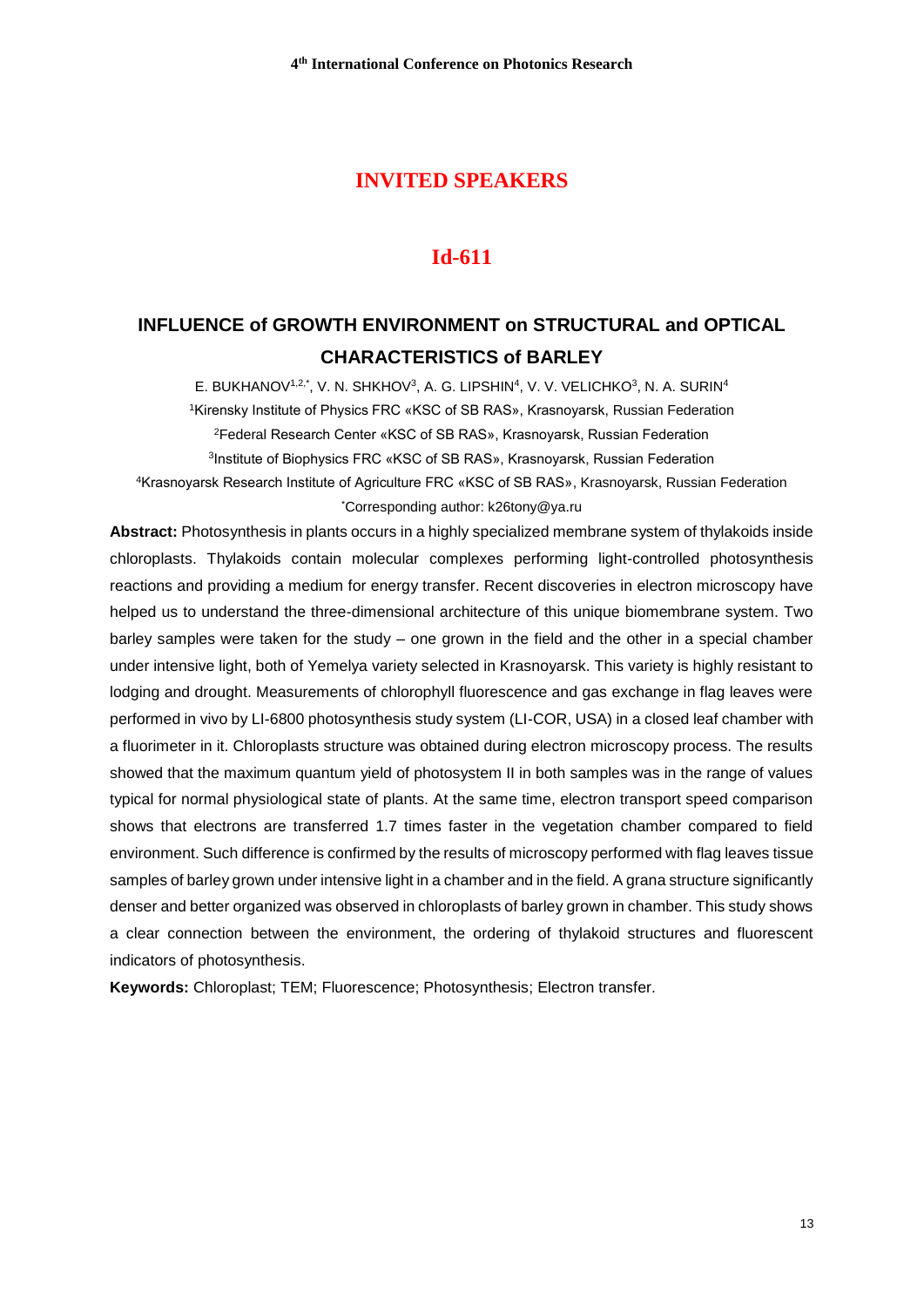# INVITED SPEAKERS

## Id-611

### INFLUENCE of GROWTH ENVIRONMENT on STRUCTURAL and OPTICAL CHARACTERISTICS of BARLEY

E. BUKHANOV[1,2,*], V. N. SHKHOV[3], A. G. LIPSHIN[4], V. V. VELICHKO[3], N. A. SURIN[4]

[1]Kirensky Institute of Physics FRC «KSC of SB RAS», Krasnoyarsk, Russian Federation

[2]Federal Research Center «KSC of SB RAS», Krasnoyarsk, Russian Federation

[3]Institute of Biophysics FRC «KSC of SB RAS», Krasnoyarsk, Russian Federation

[4]Krasnoyarsk Research Institute of Agriculture FRC «KSC of SB RAS», Krasnoyarsk, Russian Federation

[*]Corresponding author: k26tony@ya.ru

**Abstract:** Photosynthesis in plants occurs in a highly specialized membrane system of thylakoids inside chloroplasts. Thylakoids contain molecular complexes performing light-controlled photosynthesis reactions and providing a medium for energy transfer. Recent discoveries in electron microscopy have helped us to understand the three-dimensional architecture of this unique biomembrane system. Two barley samples were taken for the study – one grown in the field and the other in a special chamber under intensive light, both of Yemelya variety selected in Krasnoyarsk. This variety is highly resistant to lodging and drought. Measurements of chlorophyll fluorescence and gas exchange in flag leaves were performed in vivo by LI-6800 photosynthesis study system (LI-COR, USA) in a closed leaf chamber with a fluorimeter in it. Chloroplasts structure was obtained during electron microscopy process. The results showed that the maximum quantum yield of photosystem II in both samples was in the range of values typical for normal physiological state of plants. At the same time, electron transport speed comparison shows that electrons are transferred 1.7 times faster in the vegetation chamber compared to field environment. Such difference is confirmed by the results of microscopy performed with flag leaves tissue samples of barley grown under intensive light in a chamber and in the field. A grana structure significantly denser and better organized was observed in chloroplasts of barley grown in chamber. This study shows a clear connection between the environment, the ordering of thylakoid structures and fluorescent indicators of photosynthesis.

**Keywords:** Chloroplast; TEM; Fluorescence; Photosynthesis; Electron transfer.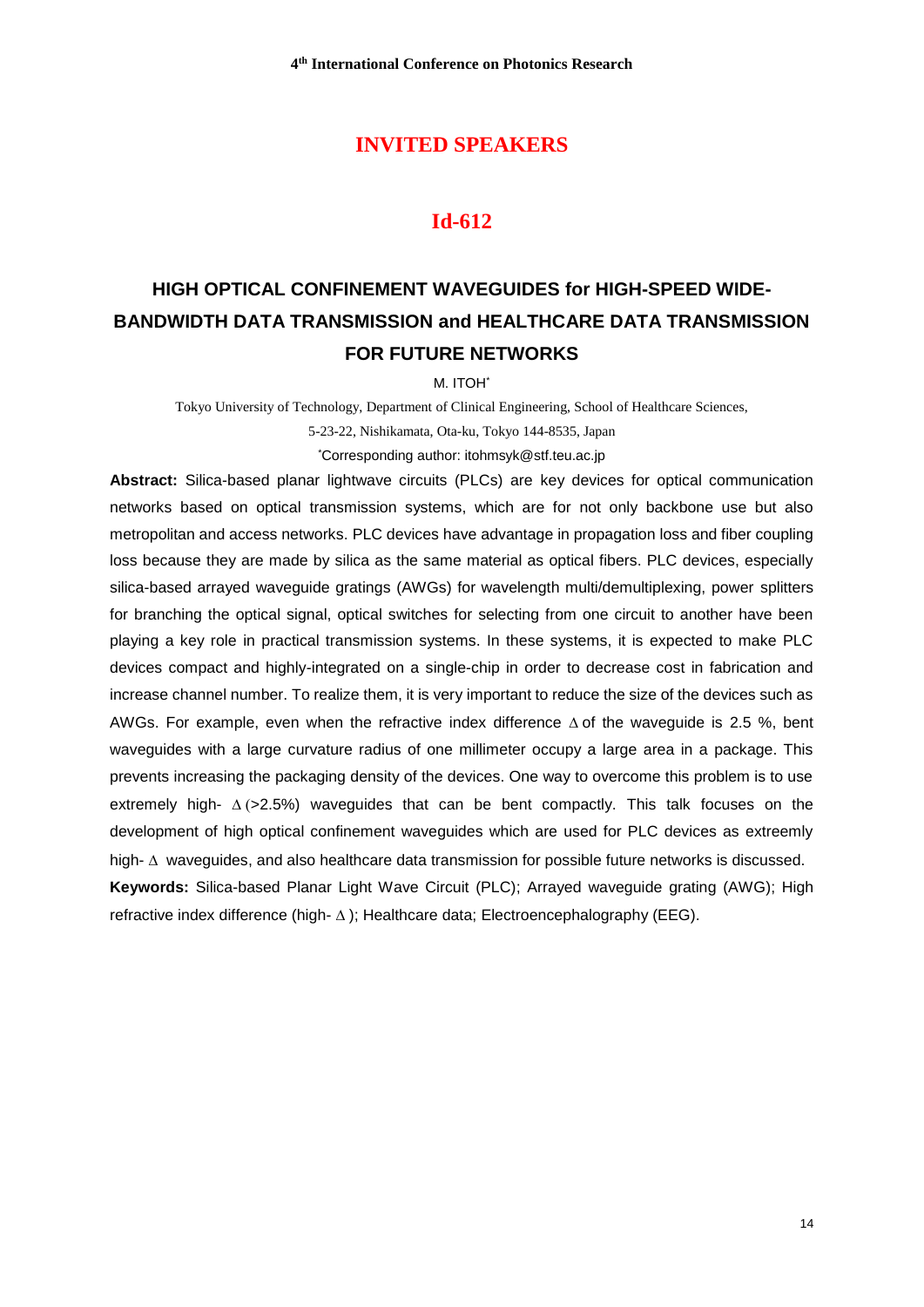# INVITED SPEAKERS

## Id-612

### HIGH OPTICAL CONFINEMENT WAVEGUIDES for HIGH-SPEED WIDE-BANDWIDTH DATA TRANSMISSION and HEALTHCARE DATA TRANSMISSION FOR FUTURE NETWORKS

M. ITOH*

Tokyo University of Technology, Department of Clinical Engineering, School of Healthcare Sciences,
5-23-22, Nishikamata, Ota-ku, Tokyo 144-8535, Japan

*Corresponding author: itohmsyk@stf.teu.ac.jp

**Abstract:** Silica-based planar lightwave circuits (PLCs) are key devices for optical communication networks based on optical transmission systems, which are for not only backbone use but also metropolitan and access networks. PLC devices have advantage in propagation loss and fiber coupling loss because they are made by silica as the same material as optical fibers. PLC devices, especially silica-based arrayed waveguide gratings (AWGs) for wavelength multi/demultiplexing, power splitters for branching the optical signal, optical switches for selecting from one circuit to another have been playing a key role in practical transmission systems. In these systems, it is expected to make PLC devices compact and highly-integrated on a single-chip in order to decrease cost in fabrication and increase channel number. To realize them, it is very important to reduce the size of the devices such as AWGs. For example, even when the refractive index difference $\Delta$ of the waveguide is 2.5 %, bent waveguides with a large curvature radius of one millimeter occupy a large area in a package. This prevents increasing the packaging density of the devices. One way to overcome this problem is to use extremely high- $\Delta$ (>2.5%) waveguides that can be bent compactly. This talk focuses on the development of high optical confinement waveguides which are used for PLC devices as extreemly high- $\Delta$ waveguides, and also healthcare data transmission for possible future networks is discussed.

**Keywords:** Silica-based Planar Light Wave Circuit (PLC); Arrayed waveguide grating (AWG); High refractive index difference (high- $\Delta$ ); Healthcare data; Electroencephalography (EEG).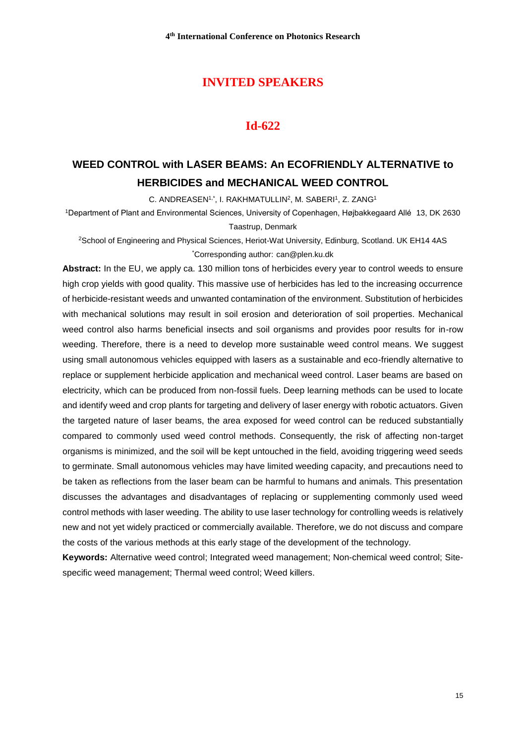# INVITED SPEAKERS

## Id-622

### WEED CONTROL with LASER BEAMS: An ECOFRIENDLY ALTERNATIVE to HERBICIDES and MECHANICAL WEED CONTROL

C. ANDREASEN[1,*], I. RAKHMATULLIN[2], M. SABERI[1], Z. ZANG[1]

[1]Department of Plant and Environmental Sciences, University of Copenhagen, Højbakkegaard Allé 13, DK 2630 Taastrup, Denmark

[2]School of Engineering and Physical Sciences, Heriot-Wat University, Edinburg, Scotland. UK EH14 4AS

[*]Corresponding author: can@plen.ku.dk

**Abstract:** In the EU, we apply ca. 130 million tons of herbicides every year to control weeds to ensure high crop yields with good quality. This massive use of herbicides has led to the increasing occurrence of herbicide-resistant weeds and unwanted contamination of the environment. Substitution of herbicides with mechanical solutions may result in soil erosion and deterioration of soil properties. Mechanical weed control also harms beneficial insects and soil organisms and provides poor results for in-row weeding. Therefore, there is a need to develop more sustainable weed control means. We suggest using small autonomous vehicles equipped with lasers as a sustainable and eco-friendly alternative to replace or supplement herbicide application and mechanical weed control. Laser beams are based on electricity, which can be produced from non-fossil fuels. Deep learning methods can be used to locate and identify weed and crop plants for targeting and delivery of laser energy with robotic actuators. Given the targeted nature of laser beams, the area exposed for weed control can be reduced substantially compared to commonly used weed control methods. Consequently, the risk of affecting non-target organisms is minimized, and the soil will be kept untouched in the field, avoiding triggering weed seeds to germinate. Small autonomous vehicles may have limited weeding capacity, and precautions need to be taken as reflections from the laser beam can be harmful to humans and animals. This presentation discusses the advantages and disadvantages of replacing or supplementing commonly used weed control methods with laser weeding. The ability to use laser technology for controlling weeds is relatively new and not yet widely practiced or commercially available. Therefore, we do not discuss and compare the costs of the various methods at this early stage of the development of the technology.

**Keywords:** Alternative weed control; Integrated weed management; Non-chemical weed control; Site-specific weed management; Thermal weed control; Weed killers.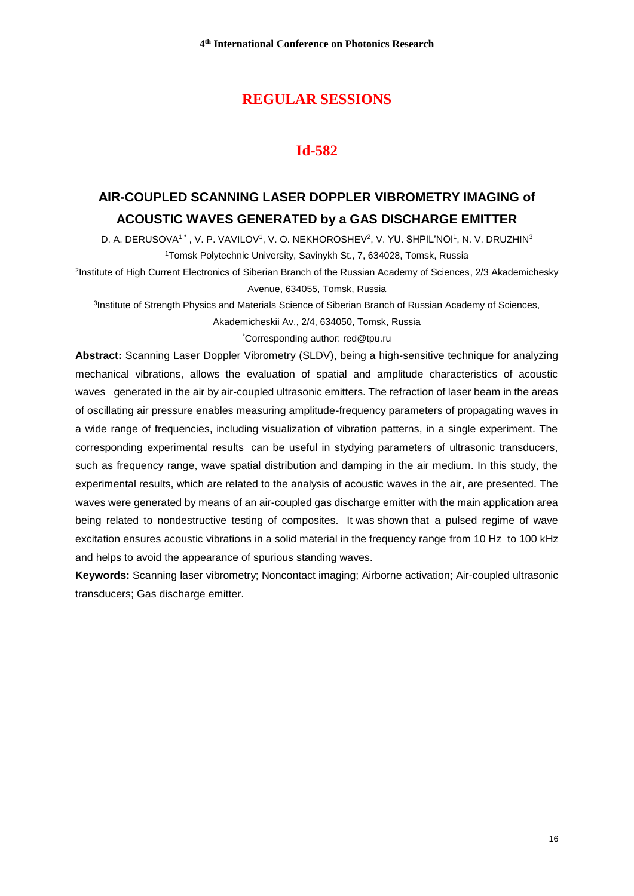## REGULAR SESSIONS

## Id-582

# AIR-COUPLED SCANNING LASER DOPPLER VIBROMETRY IMAGING of ACOUSTIC WAVES GENERATED by a GAS DISCHARGE EMITTER

D. A. DERUSOVA[1,*] , V. P. VAVILOV[1], V. O. NEKHOROSHEV[2], V. YU. SHPIL'NOI[1], N. V. DRUZHIN[3]

[1]Tomsk Polytechnic University, Savinykh St., 7, 634028, Tomsk, Russia

[2]Institute of High Current Electronics of Siberian Branch of the Russian Academy of Sciences, 2/3 Akademichesky Avenue, 634055, Tomsk, Russia

[3]Institute of Strength Physics and Materials Science of Siberian Branch of Russian Academy of Sciences, Akademicheskii Av., 2/4, 634050, Tomsk, Russia

[*]Corresponding author: red@tpu.ru

**Abstract:** Scanning Laser Doppler Vibrometry (SLDV), being a high-sensitive technique for analyzing mechanical vibrations, allows the evaluation of spatial and amplitude characteristics of acoustic waves generated in the air by air-coupled ultrasonic emitters. The refraction of laser beam in the areas of oscillating air pressure enables measuring amplitude-frequency parameters of propagating waves in a wide range of frequencies, including visualization of vibration patterns, in a single experiment. The corresponding experimental results can be useful in stydying parameters of ultrasonic transducers, such as frequency range, wave spatial distribution and damping in the air medium. In this study, the experimental results, which are related to the analysis of acoustic waves in the air, are presented. The waves were generated by means of an air-coupled gas discharge emitter with the main application area being related to nondestructive testing of composites. It was shown that a pulsed regime of wave excitation ensures acoustic vibrations in a solid material in the frequency range from 10 Hz to 100 kHz and helps to avoid the appearance of spurious standing waves.

**Keywords:** Scanning laser vibrometry; Noncontact imaging; Airborne activation; Air-coupled ultrasonic transducers; Gas discharge emitter.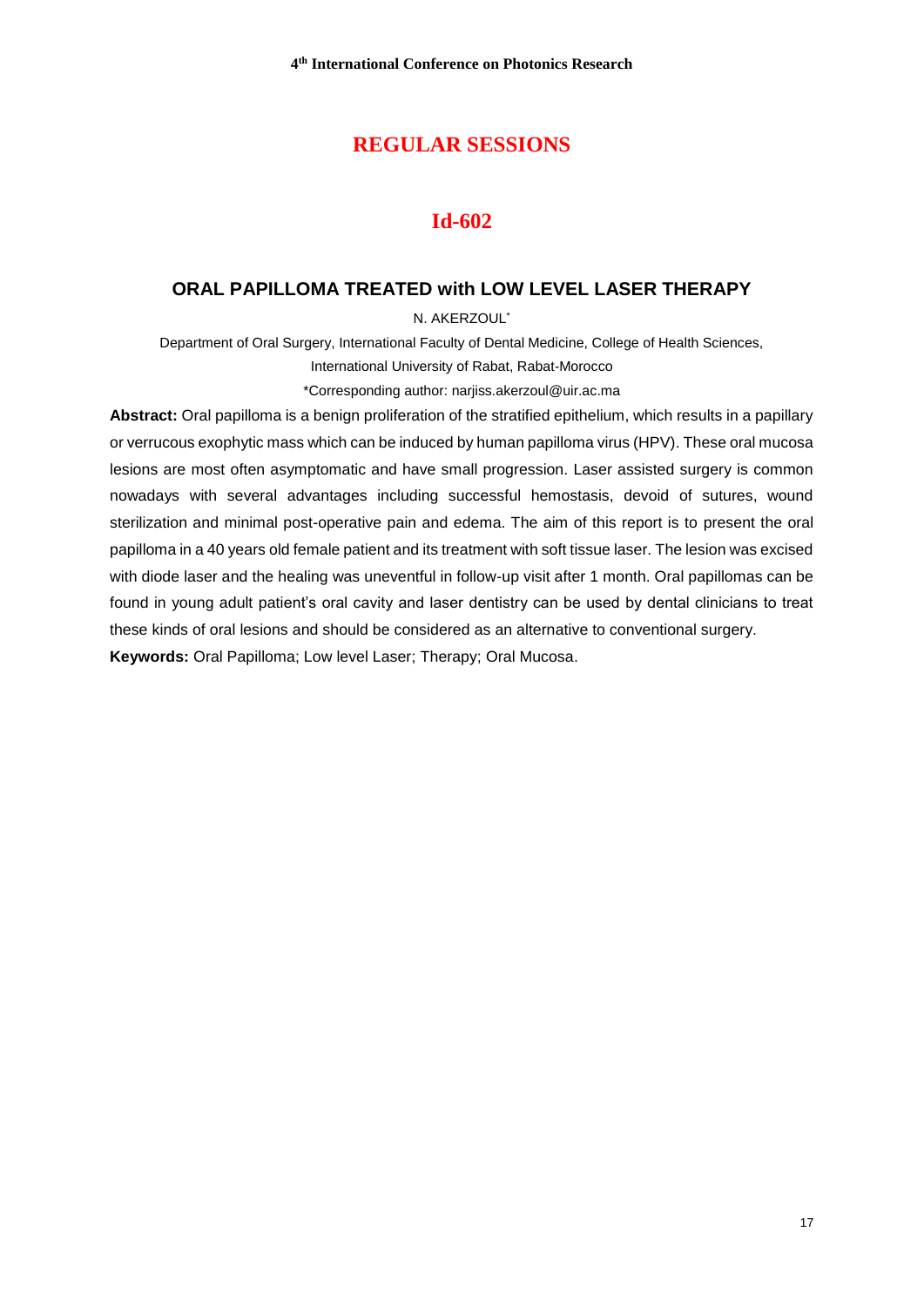## REGULAR SESSIONS

## Id-602

### ORAL PAPILLOMA TREATED with LOW LEVEL LASER THERAPY

N. AKERZOUL*

Department of Oral Surgery, International Faculty of Dental Medicine, College of Health Sciences, International University of Rabat, Rabat-Morocco

*Corresponding author: narjiss.akerzoul@uir.ac.ma

**Abstract:** Oral papilloma is a benign proliferation of the stratified epithelium, which results in a papillary or verrucous exophytic mass which can be induced by human papilloma virus (HPV). These oral mucosa lesions are most often asymptomatic and have small progression. Laser assisted surgery is common nowadays with several advantages including successful hemostasis, devoid of sutures, wound sterilization and minimal post-operative pain and edema. The aim of this report is to present the oral papilloma in a 40 years old female patient and its treatment with soft tissue laser. The lesion was excised with diode laser and the healing was uneventful in follow-up visit after 1 month. Oral papillomas can be found in young adult patient's oral cavity and laser dentistry can be used by dental clinicians to treat these kinds of oral lesions and should be considered as an alternative to conventional surgery.

**Keywords:** Oral Papilloma; Low level Laser; Therapy; Oral Mucosa.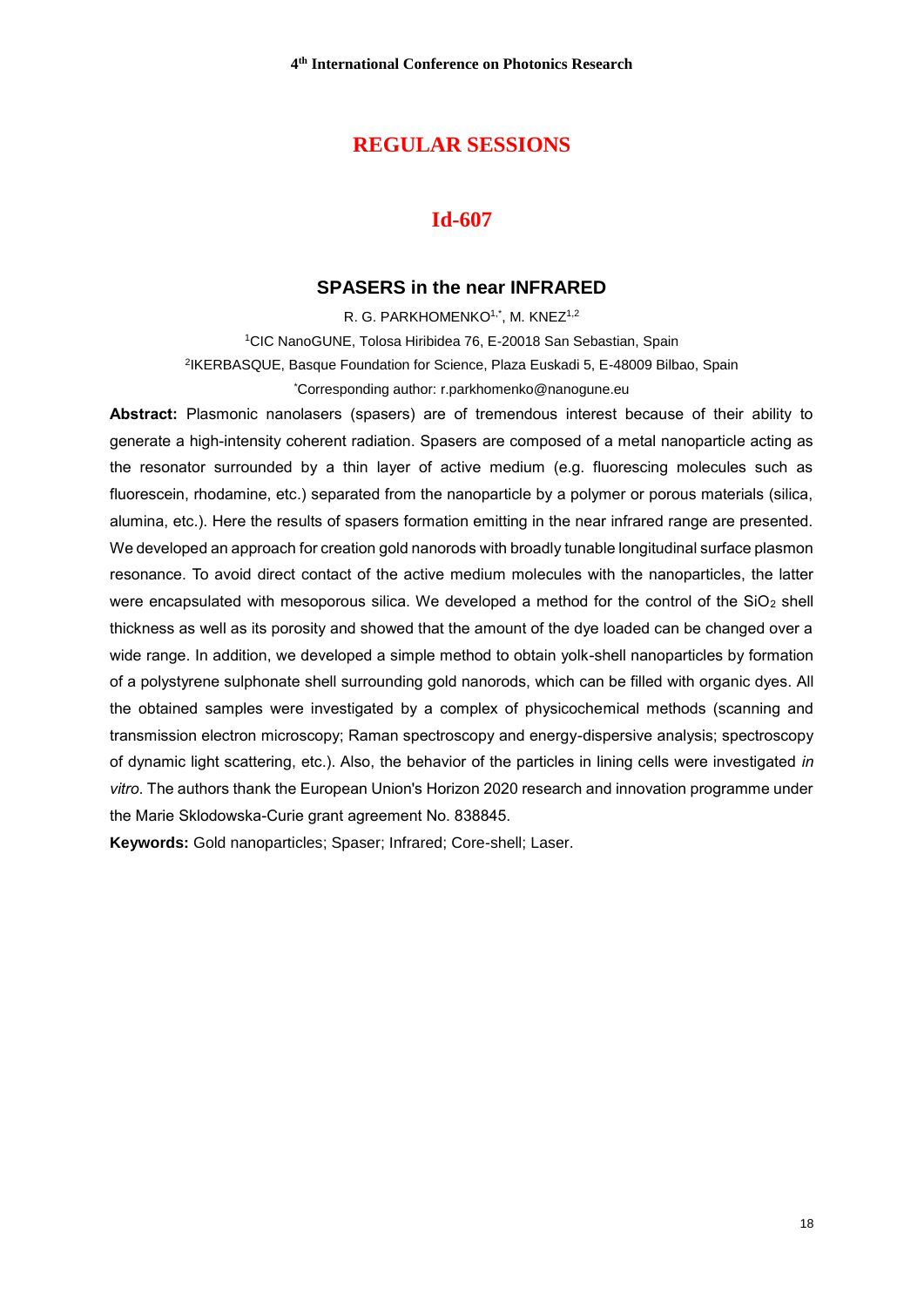# REGULAR SESSIONS

## Id-607

### SPASERS in the near INFRARED

R. G. PARKHOMENKO[1,*], M. KNEZ[1,2]

[1]CIC NanoGUNE, Tolosa Hiribidea 76, E-20018 San Sebastian, Spain

[2]IKERBASQUE, Basque Foundation for Science, Plaza Euskadi 5, E-48009 Bilbao, Spain

[*]Corresponding author: r.parkhomenko@nanogune.eu

**Abstract:** Plasmonic nanolasers (spasers) are of tremendous interest because of their ability to generate a high-intensity coherent radiation. Spasers are composed of a metal nanoparticle acting as the resonator surrounded by a thin layer of active medium (e.g. fluorescing molecules such as fluorescein, rhodamine, etc.) separated from the nanoparticle by a polymer or porous materials (silica, alumina, etc.). Here the results of spasers formation emitting in the near infrared range are presented. We developed an approach for creation gold nanorods with broadly tunable longitudinal surface plasmon resonance. To avoid direct contact of the active medium molecules with the nanoparticles, the latter were encapsulated with mesoporous silica. We developed a method for the control of the $SiO_2$ shell thickness as well as its porosity and showed that the amount of the dye loaded can be changed over a wide range. In addition, we developed a simple method to obtain yolk-shell nanoparticles by formation of a polystyrene sulphonate shell surrounding gold nanorods, which can be filled with organic dyes. All the obtained samples were investigated by a complex of physicochemical methods (scanning and transmission electron microscopy; Raman spectroscopy and energy-dispersive analysis; spectroscopy of dynamic light scattering, etc.). Also, the behavior of the particles in lining cells were investigated *in vitro*. The authors thank the European Union's Horizon 2020 research and innovation programme under the Marie Sklodowska-Curie grant agreement No. 838845.

**Keywords:** Gold nanoparticles; Spaser; Infrared; Core-shell; Laser.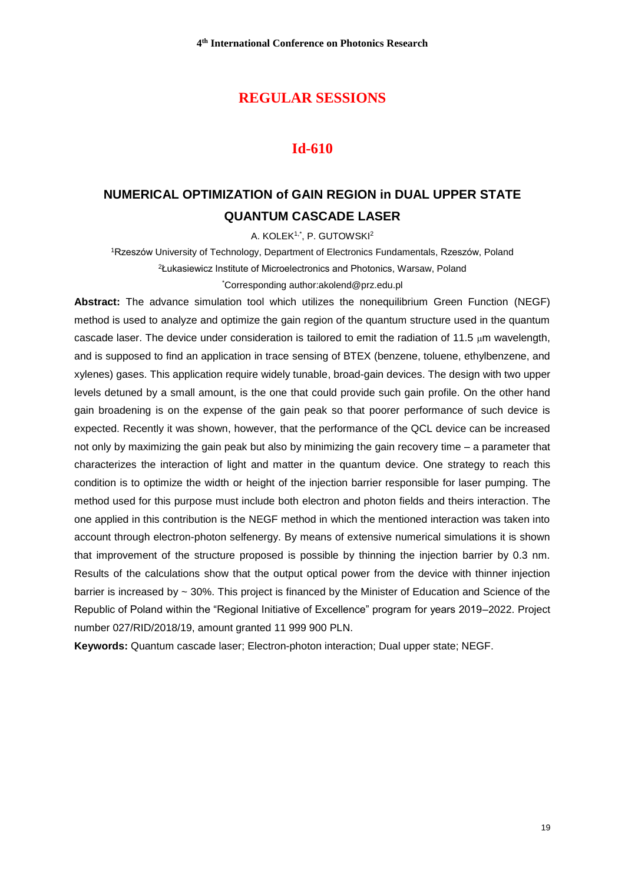## REGULAR SESSIONS

## Id-610

# NUMERICAL OPTIMIZATION of GAIN REGION in DUAL UPPER STATE QUANTUM CASCADE LASER

A. KOLEK[1,*], P. GUTOWSKI[2]

[1]Rzeszów University of Technology, Department of Electronics Fundamentals, Rzeszów, Poland

[2]Łukasiewicz Institute of Microelectronics and Photonics, Warsaw, Poland

[*]Corresponding author:akolend@prz.edu.pl

**Abstract:** The advance simulation tool which utilizes the nonequilibrium Green Function (NEGF) method is used to analyze and optimize the gain region of the quantum structure used in the quantum cascade laser. The device under consideration is tailored to emit the radiation of 11.5 μm wavelength, and is supposed to find an application in trace sensing of BTEX (benzene, toluene, ethylbenzene, and xylenes) gases. This application require widely tunable, broad-gain devices. The design with two upper levels detuned by a small amount, is the one that could provide such gain profile. On the other hand gain broadening is on the expense of the gain peak so that poorer performance of such device is expected. Recently it was shown, however, that the performance of the QCL device can be increased not only by maximizing the gain peak but also by minimizing the gain recovery time – a parameter that characterizes the interaction of light and matter in the quantum device. One strategy to reach this condition is to optimize the width or height of the injection barrier responsible for laser pumping. The method used for this purpose must include both electron and photon fields and theirs interaction. The one applied in this contribution is the NEGF method in which the mentioned interaction was taken into account through electron-photon selfenergy. By means of extensive numerical simulations it is shown that improvement of the structure proposed is possible by thinning the injection barrier by 0.3 nm. Results of the calculations show that the output optical power from the device with thinner injection barrier is increased by ~ 30%. This project is financed by the Minister of Education and Science of the Republic of Poland within the "Regional Initiative of Excellence" program for years 2019–2022. Project number 027/RID/2018/19, amount granted 11 999 900 PLN.

**Keywords:** Quantum cascade laser; Electron-photon interaction; Dual upper state; NEGF.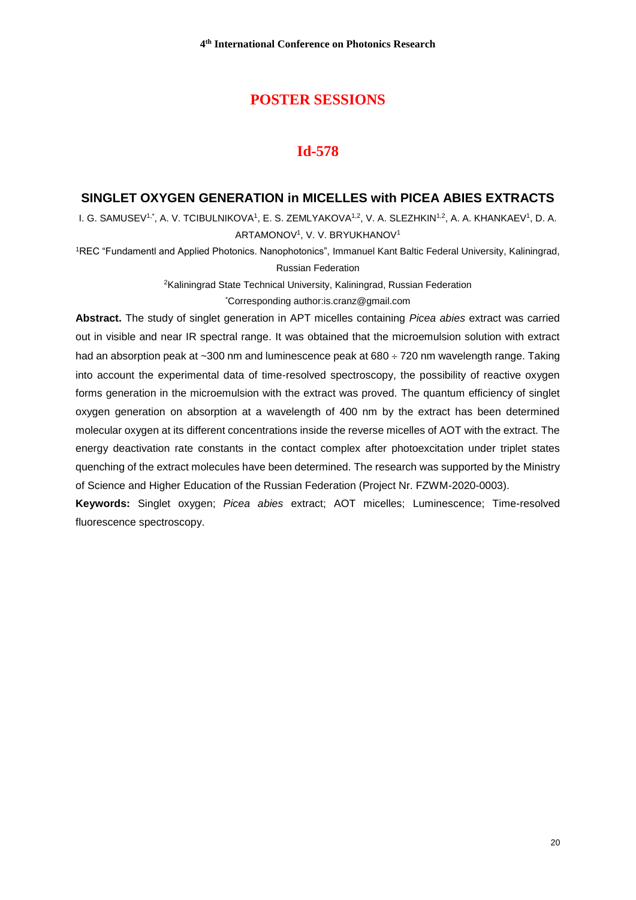# POSTER SESSIONS

## Id-578

### SINGLET OXYGEN GENERATION in MICELLES with PICEA ABIES EXTRACTS

I. G. SAMUSEV[1,*], A. V. TCIBULNIKOVA[1], E. S. ZEMLYAKOVA[1,2], V. A. SLEZHKIN[1,2], A. A. KHANKAEV[1], D. A. ARTAMONOV[1], V. V. BRYUKHANOV[1]

[1]REC "Fundamentl and Applied Photonics. Nanophotonics", Immanuel Kant Baltic Federal University, Kaliningrad, Russian Federation

[2]Kaliningrad State Technical University, Kaliningrad, Russian Federation

[*]Corresponding author:is.cranz@gmail.com

**Abstract.** The study of singlet generation in APT micelles containing *Picea abies* extract was carried out in visible and near IR spectral range. It was obtained that the microemulsion solution with extract had an absorption peak at ~300 nm and luminescence peak at 680 ÷ 720 nm wavelength range. Taking into account the experimental data of time-resolved spectroscopy, the possibility of reactive oxygen forms generation in the microemulsion with the extract was proved. The quantum efficiency of singlet oxygen generation on absorption at a wavelength of 400 nm by the extract has been determined molecular oxygen at its different concentrations inside the reverse micelles of AOT with the extract. The energy deactivation rate constants in the contact complex after photoexcitation under triplet states quenching of the extract molecules have been determined. The research was supported by the Ministry of Science and Higher Education of the Russian Federation (Project Nr. FZWM-2020-0003).

**Keywords:** Singlet oxygen; *Picea abies* extract; AOT micelles; Luminescence; Time-resolved fluorescence spectroscopy.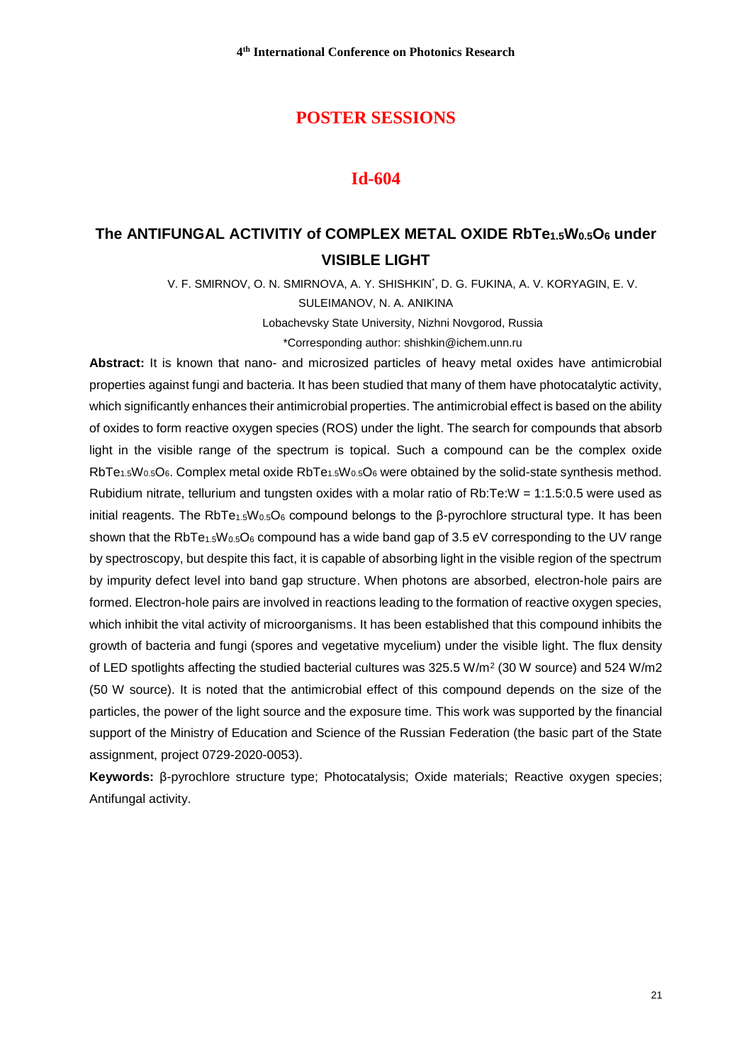# POSTER SESSIONS

## Id-604

### The ANTIFUNGAL ACTIVITIY of COMPLEX METAL OXIDE $RbTe_{1.5}W_{0.5}O_6$ under VISIBLE LIGHT

V. F. SMIRNOV, O. N. SMIRNOVA, A. Y. SHISHKIN*, D. G. FUKINA, A. V. KORYAGIN, E. V. SULEIMANOV, N. A. ANIKINA

Lobachevsky State University, Nizhni Novgorod, Russia

*Corresponding author: shishkin@ichem.unn.ru

**Abstract:** It is known that nano- and microsized particles of heavy metal oxides have antimicrobial properties against fungi and bacteria. It has been studied that many of them have photocatalytic activity, which significantly enhances their antimicrobial properties. The antimicrobial effect is based on the ability of oxides to form reactive oxygen species (ROS) under the light. The search for compounds that absorb light in the visible range of the spectrum is topical. Such a compound can be the complex oxide $RbTe_{1.5}W_{0.5}O_6$. Complex metal oxide $RbTe_{1.5}W_{0.5}O_6$ were obtained by the solid-state synthesis method. Rubidium nitrate, tellurium and tungsten oxides with a molar ratio of Rb:Te:W = 1:1.5:0.5 were used as initial reagents. The $RbTe_{1.5}W_{0.5}O_6$ compound belongs to the β-pyrochlore structural type. It has been shown that the $RbTe_{1.5}W_{0.5}O_6$ compound has a wide band gap of 3.5 eV corresponding to the UV range by spectroscopy, but despite this fact, it is capable of absorbing light in the visible region of the spectrum by impurity defect level into band gap structure. When photons are absorbed, electron-hole pairs are formed. Electron-hole pairs are involved in reactions leading to the formation of reactive oxygen species, which inhibit the vital activity of microorganisms. It has been established that this compound inhibits the growth of bacteria and fungi (spores and vegetative mycelium) under the visible light. The flux density of LED spotlights affecting the studied bacterial cultures was 325.5 $W/m^2$ (30 W source) and 524 W/m2 (50 W source). It is noted that the antimicrobial effect of this compound depends on the size of the particles, the power of the light source and the exposure time. This work was supported by the financial support of the Ministry of Education and Science of the Russian Federation (the basic part of the State assignment, project 0729-2020-0053).

**Keywords:** β-pyrochlore structure type; Photocatalysis; Oxide materials; Reactive oxygen species; Antifungal activity.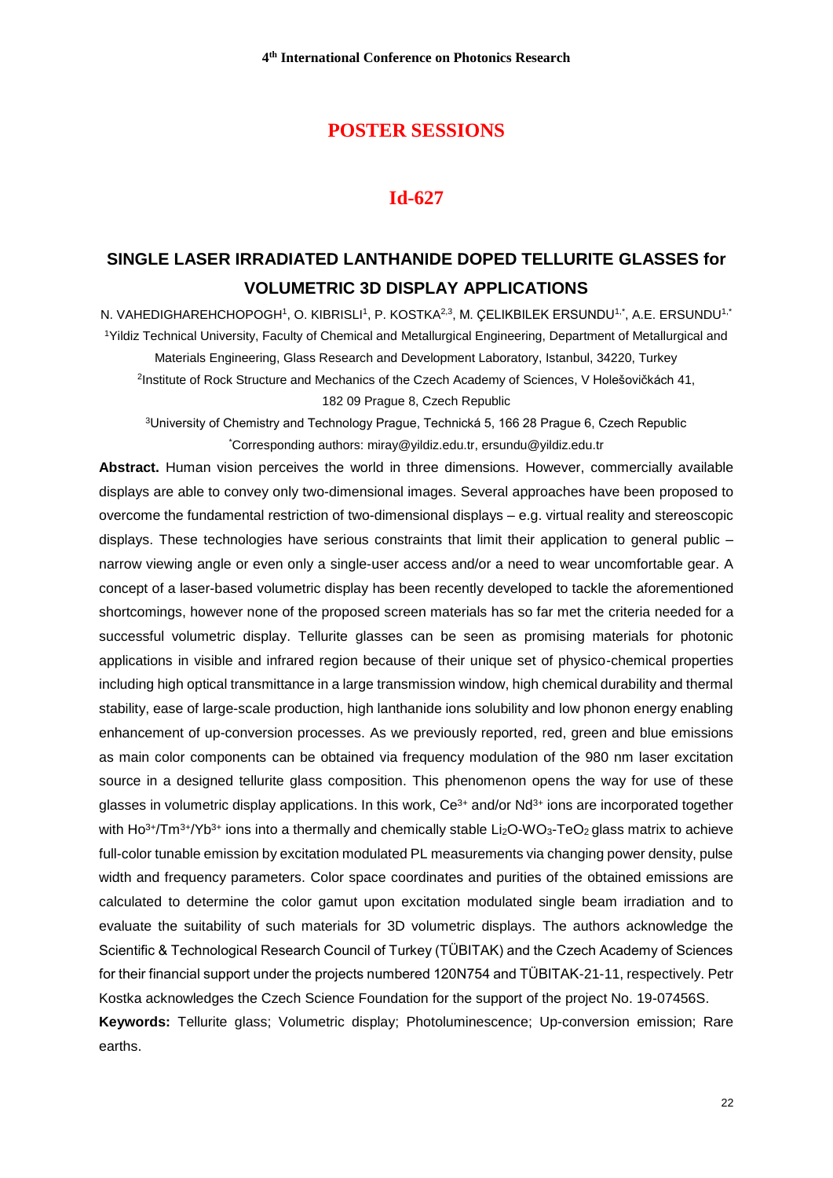# POSTER SESSIONS

## Id-627

### SINGLE LASER IRRADIATED LANTHANIDE DOPED TELLURITE GLASSES for VOLUMETRIC 3D DISPLAY APPLICATIONS

N. VAHEDIGHAREHCHOPOGH[1], O. KIBRISLI[1], P. KOSTKA[2,3], M. ÇELIKBILEK ERSUNDU[1,*], A.E. ERSUNDU[1,*]

[1]Yildiz Technical University, Faculty of Chemical and Metallurgical Engineering, Department of Metallurgical and Materials Engineering, Glass Research and Development Laboratory, Istanbul, 34220, Turkey

[2]Institute of Rock Structure and Mechanics of the Czech Academy of Sciences, V Holešovičkách 41, 182 09 Prague 8, Czech Republic

[3]University of Chemistry and Technology Prague, Technická 5, 166 28 Prague 6, Czech Republic

[*]Corresponding authors: miray@yildiz.edu.tr, ersundu@yildiz.edu.tr

**Abstract.** Human vision perceives the world in three dimensions. However, commercially available displays are able to convey only two-dimensional images. Several approaches have been proposed to overcome the fundamental restriction of two-dimensional displays – e.g. virtual reality and stereoscopic displays. These technologies have serious constraints that limit their application to general public – narrow viewing angle or even only a single-user access and/or a need to wear uncomfortable gear. A concept of a laser-based volumetric display has been recently developed to tackle the aforementioned shortcomings, however none of the proposed screen materials has so far met the criteria needed for a successful volumetric display. Tellurite glasses can be seen as promising materials for photonic applications in visible and infrared region because of their unique set of physico-chemical properties including high optical transmittance in a large transmission window, high chemical durability and thermal stability, ease of large-scale production, high lanthanide ions solubility and low phonon energy enabling enhancement of up-conversion processes. As we previously reported, red, green and blue emissions as main color components can be obtained via frequency modulation of the 980 nm laser excitation source in a designed tellurite glass composition. This phenomenon opens the way for use of these glasses in volumetric display applications. In this work, $Ce^{3+}$ and/or $Nd^{3+}$ ions are incorporated together with $Ho^{3+}$/$Tm^{3+}$/$Yb^{3+}$ ions into a thermally and chemically stable $Li_2O$-$WO_3$-$TeO_2$ glass matrix to achieve full-color tunable emission by excitation modulated PL measurements via changing power density, pulse width and frequency parameters. Color space coordinates and purities of the obtained emissions are calculated to determine the color gamut upon excitation modulated single beam irradiation and to evaluate the suitability of such materials for 3D volumetric displays. The authors acknowledge the Scientific & Technological Research Council of Turkey (TÜBITAK) and the Czech Academy of Sciences for their financial support under the projects numbered 120N754 and TÜBITAK-21-11, respectively. Petr Kostka acknowledges the Czech Science Foundation for the support of the project No. 19-07456S.

**Keywords:** Tellurite glass; Volumetric display; Photoluminescence; Up-conversion emission; Rare earths.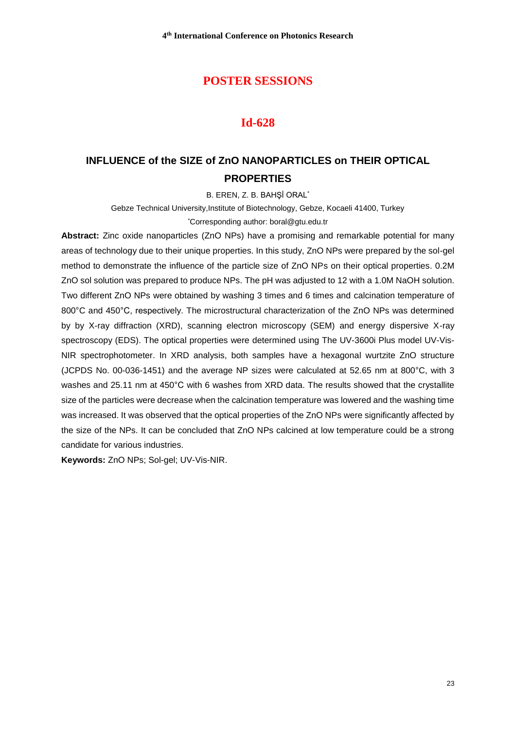## POSTER SESSIONS

## Id-628

# INFLUENCE of the SIZE of ZnO NANOPARTICLES on THEIR OPTICAL PROPERTIES

B. EREN, Z. B. BAHŞİ ORAL*

Gebze Technical University,Institute of Biotechnology, Gebze, Kocaeli 41400, Turkey

*Corresponding author: boral@gtu.edu.tr

**Abstract:** Zinc oxide nanoparticles (ZnO NPs) have a promising and remarkable potential for many areas of technology due to their unique properties. In this study, ZnO NPs were prepared by the sol-gel method to demonstrate the influence of the particle size of ZnO NPs on their optical properties. 0.2M ZnO sol solution was prepared to produce NPs. The pH was adjusted to 12 with a 1.0M NaOH solution. Two different ZnO NPs were obtained by washing 3 times and 6 times and calcination temperature of 800°C and 450°C, respectively. The microstructural characterization of the ZnO NPs was determined by by X-ray diffraction (XRD), scanning electron microscopy (SEM) and energy dispersive X-ray spectroscopy (EDS). The optical properties were determined using The UV-3600i Plus model UV-Vis-NIR spectrophotometer. In XRD analysis, both samples have a hexagonal wurtzite ZnO structure (JCPDS No. 00-036-1451) and the average NP sizes were calculated at 52.65 nm at 800°C, with 3 washes and 25.11 nm at 450°C with 6 washes from XRD data. The results showed that the crystallite size of the particles were decrease when the calcination temperature was lowered and the washing time was increased. It was observed that the optical properties of the ZnO NPs were significantly affected by the size of the NPs. It can be concluded that ZnO NPs calcined at low temperature could be a strong candidate for various industries.

**Keywords:** ZnO NPs; Sol-gel; UV-Vis-NIR.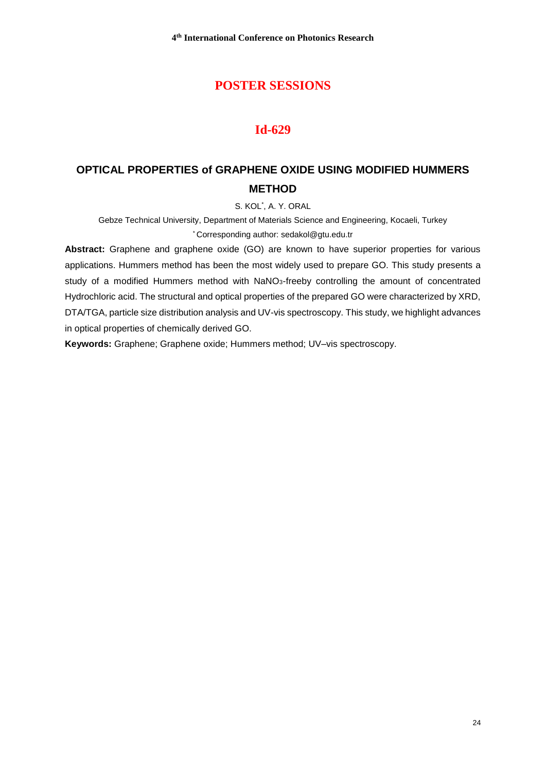# POSTER SESSIONS

## Id-629

### OPTICAL PROPERTIES of GRAPHENE OXIDE USING MODIFIED HUMMERS METHOD

S. KOL*, A. Y. ORAL

Gebze Technical University, Department of Materials Science and Engineering, Kocaeli, Turkey

*Corresponding author: sedakol@gtu.edu.tr

**Abstract:** Graphene and graphene oxide (GO) are known to have superior properties for various applications. Hummers method has been the most widely used to prepare GO. This study presents a study of a modified Hummers method with $NaNO_3$-freeby controlling the amount of concentrated Hydrochloric acid. The structural and optical properties of the prepared GO were characterized by XRD, DTA/TGA, particle size distribution analysis and UV-vis spectroscopy. This study, we highlight advances in optical properties of chemically derived GO.

**Keywords:** Graphene; Graphene oxide; Hummers method; UV–vis spectroscopy.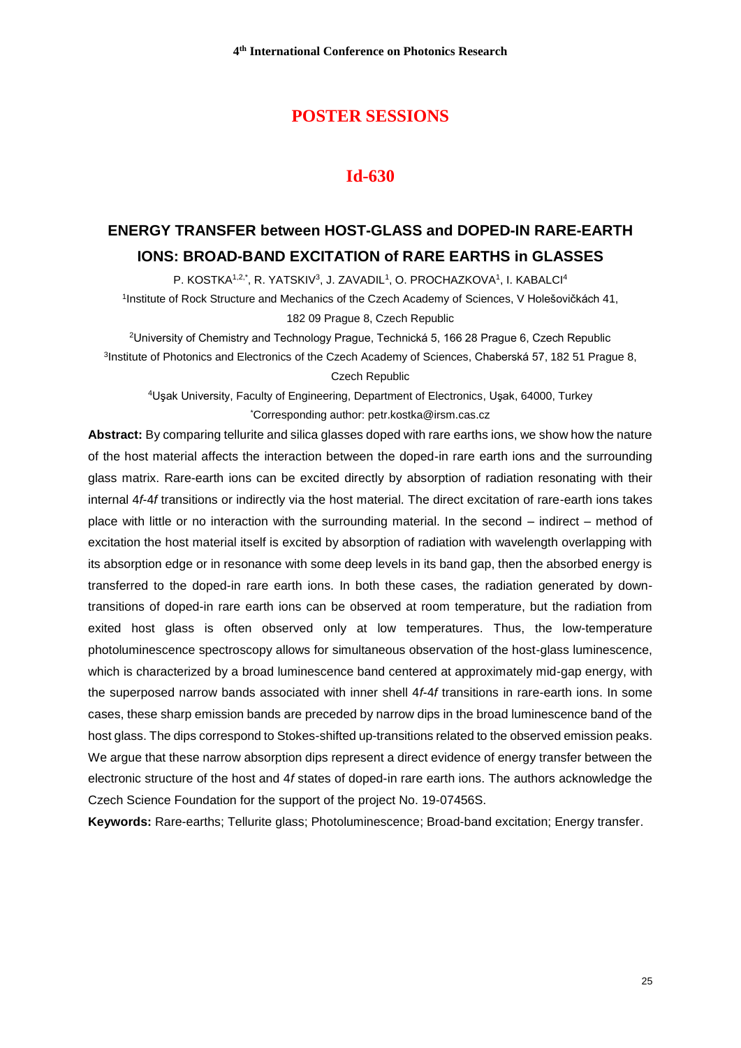# POSTER SESSIONS

## Id-630

### ENERGY TRANSFER between HOST-GLASS and DOPED-IN RARE-EARTH IONS: BROAD-BAND EXCITATION of RARE EARTHS in GLASSES

P. KOSTKA[1,2,*], R. YATSKIV[3], J. ZAVADIL[1], O. PROCHAZKOVA[1], I. KABALCI[4]

[1]Institute of Rock Structure and Mechanics of the Czech Academy of Sciences, V Holešovičkách 41, 182 09 Prague 8, Czech Republic

[2]University of Chemistry and Technology Prague, Technická 5, 166 28 Prague 6, Czech Republic

[3]Institute of Photonics and Electronics of the Czech Academy of Sciences, Chaberská 57, 182 51 Prague 8, Czech Republic

[4]Uşak University, Faculty of Engineering, Department of Electronics, Uşak, 64000, Turkey

[*]Corresponding author: petr.kostka@irsm.cas.cz

**Abstract:** By comparing tellurite and silica glasses doped with rare earths ions, we show how the nature of the host material affects the interaction between the doped-in rare earth ions and the surrounding glass matrix. Rare-earth ions can be excited directly by absorption of radiation resonating with their internal 4*f*-4*f* transitions or indirectly via the host material. The direct excitation of rare-earth ions takes place with little or no interaction with the surrounding material. In the second – indirect – method of excitation the host material itself is excited by absorption of radiation with wavelength overlapping with its absorption edge or in resonance with some deep levels in its band gap, then the absorbed energy is transferred to the doped-in rare earth ions. In both these cases, the radiation generated by down-transitions of doped-in rare earth ions can be observed at room temperature, but the radiation from exited host glass is often observed only at low temperatures. Thus, the low-temperature photoluminescence spectroscopy allows for simultaneous observation of the host-glass luminescence, which is characterized by a broad luminescence band centered at approximately mid-gap energy, with the superposed narrow bands associated with inner shell 4*f*-4*f* transitions in rare-earth ions. In some cases, these sharp emission bands are preceded by narrow dips in the broad luminescence band of the host glass. The dips correspond to Stokes-shifted up-transitions related to the observed emission peaks. We argue that these narrow absorption dips represent a direct evidence of energy transfer between the electronic structure of the host and 4*f* states of doped-in rare earth ions. The authors acknowledge the Czech Science Foundation for the support of the project No. 19-07456S.

**Keywords:** Rare-earths; Tellurite glass; Photoluminescence; Broad-band excitation; Energy transfer.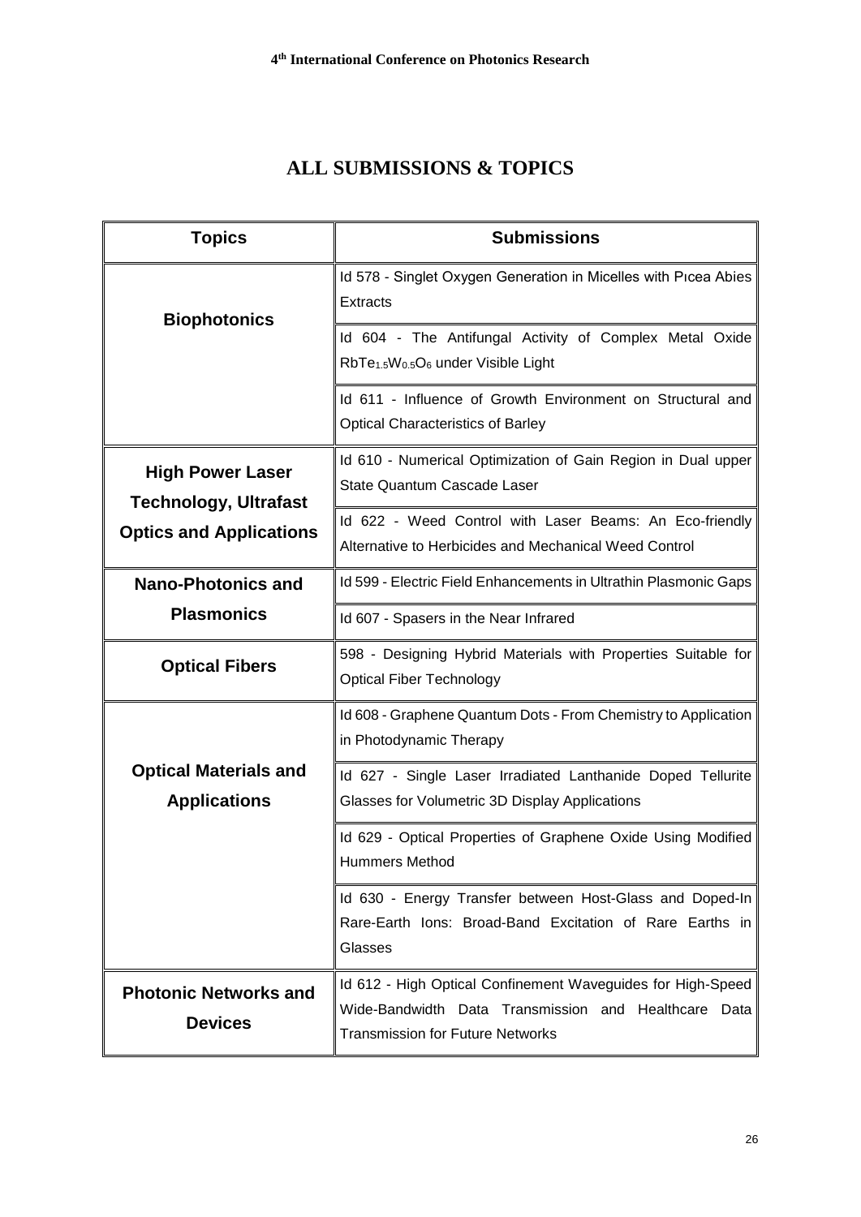# ALL SUBMISSIONS & TOPICS

| Topics | Submissions |
|---|---|
| **Biophotonics** | Id 578 - Singlet Oxygen Generation in Micelles with Pıcea Abies Extracts |
| | Id 604 - The Antifungal Activity of Complex Metal Oxide $RbTe_{1.5}W_{0.5}O_6$ under Visible Light |
| | Id 611 - Influence of Growth Environment on Structural and Optical Characteristics of Barley |
| **High Power Laser Technology, Ultrafast Optics and Applications** | Id 610 - Numerical Optimization of Gain Region in Dual upper State Quantum Cascade Laser |
| | Id 622 - Weed Control with Laser Beams: An Eco-friendly Alternative to Herbicides and Mechanical Weed Control |
| **Nano-Photonics and Plasmonics** | Id 599 - Electric Field Enhancements in Ultrathin Plasmonic Gaps |
| | Id 607 - Spasers in the Near Infrared |
| **Optical Fibers** | 598 - Designing Hybrid Materials with Properties Suitable for Optical Fiber Technology |
| **Optical Materials and Applications** | Id 608 - Graphene Quantum Dots - From Chemistry to Application in Photodynamic Therapy |
| | Id 627 - Single Laser Irradiated Lanthanide Doped Tellurite Glasses for Volumetric 3D Display Applications |
| | Id 629 - Optical Properties of Graphene Oxide Using Modified Hummers Method |
| | Id 630 - Energy Transfer between Host-Glass and Doped-In Rare-Earth Ions: Broad-Band Excitation of Rare Earths in Glasses |
| **Photonic Networks and Devices** | Id 612 - High Optical Confinement Waveguides for High-Speed Wide-Bandwidth Data Transmission and Healthcare Data Transmission for Future Networks |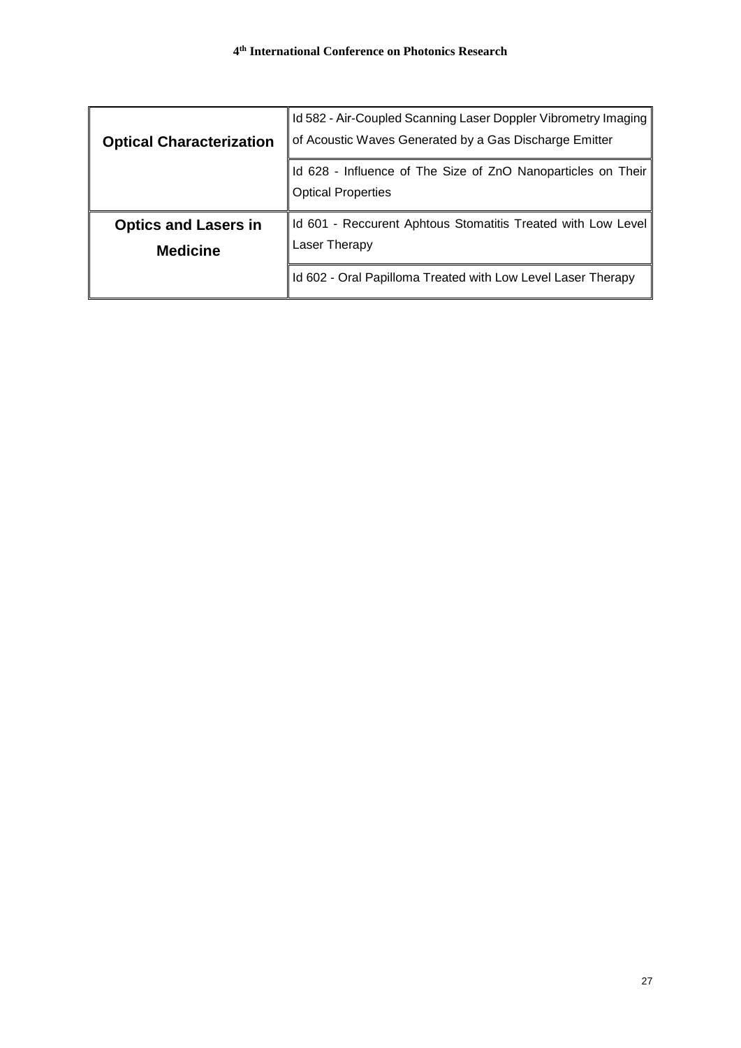| | |
|---|---|
| **Optical Characterization** | Id 582 - Air-Coupled Scanning Laser Doppler Vibrometry Imaging of Acoustic Waves Generated by a Gas Discharge Emitter |
| | Id 628 - Influence of The Size of ZnO Nanoparticles on Their Optical Properties |
| **Optics and Lasers in Medicine** | Id 601 - Reccurent Aphtous Stomatitis Treated with Low Level Laser Therapy |
| | Id 602 - Oral Papilloma Treated with Low Level Laser Therapy |